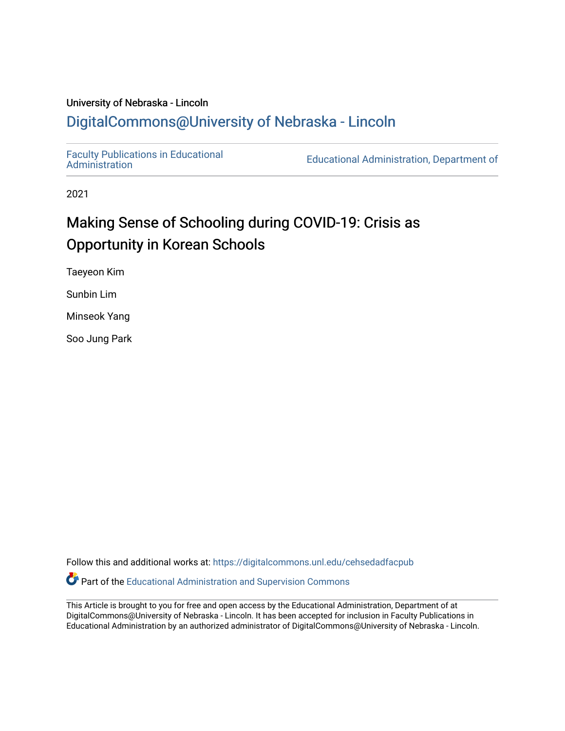University of Nebraska - Lincoln

DigitalCommons@University of Nebraska - Lincoln

Faculty Publications in Educational Administration

Educational Administration, Department of

2021

# Making Sense of Schooling during COVID-19: Crisis as Opportunity in Korean Schools

Taeyeon Kim

Sunbin Lim

Minseok Yang

Soo Jung Park

Follow this and additional works at: https://digitalcommons.unl.edu/cehsedadfacpub

Part of the Educational Administration and Supervision Commons

This Article is brought to you for free and open access by the Educational Administration, Department of at DigitalCommons@University of Nebraska - Lincoln. It has been accepted for inclusion in Faculty Publications in Educational Administration by an authorized administrator of DigitalCommons@University of Nebraska - Lincoln.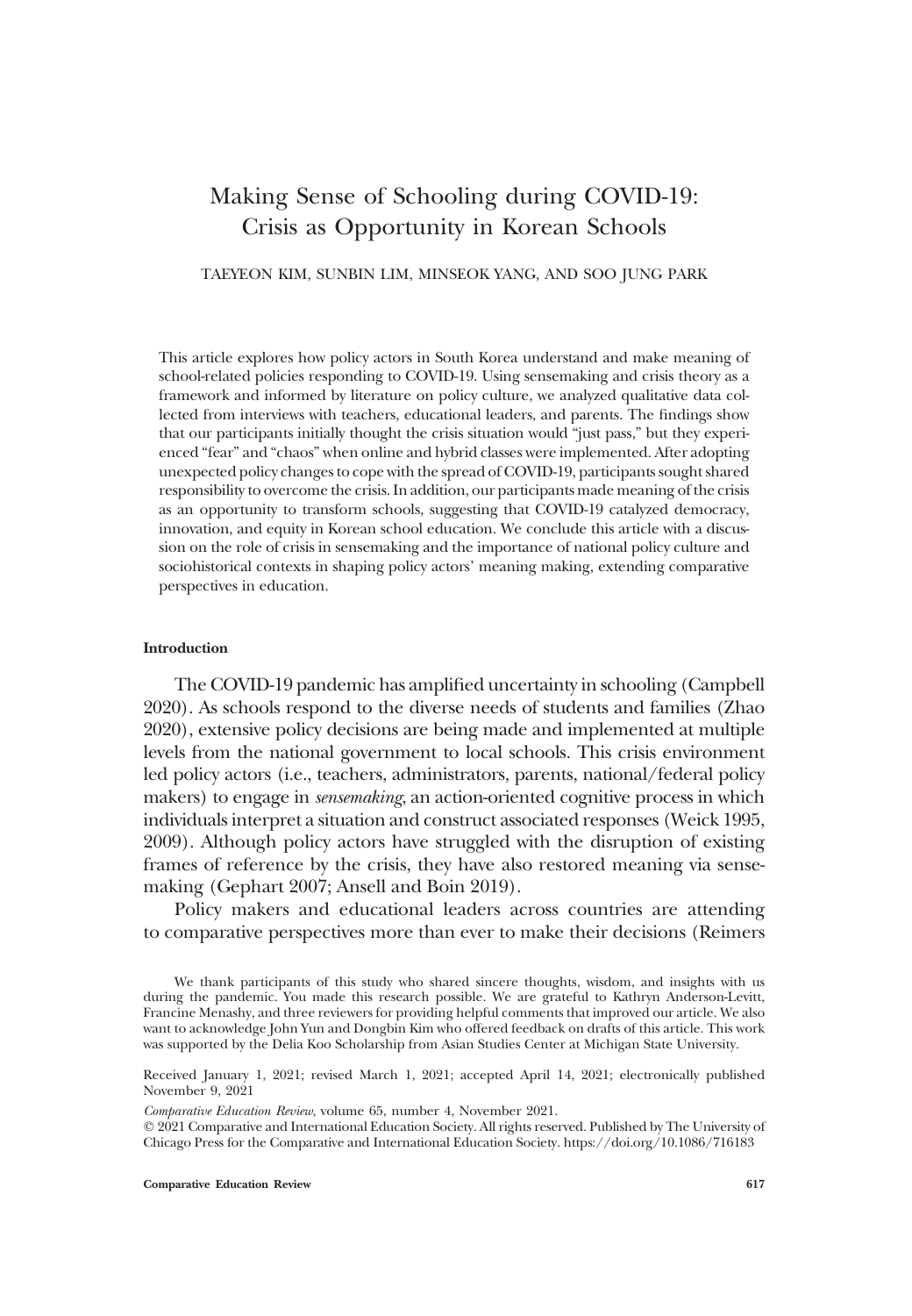# Making Sense of Schooling during COVID-19: Crisis as Opportunity in Korean Schools

TAEYEON KIM, SUNBIN LIM, MINSEOK YANG, AND SOO JUNG PARK

This article explores how policy actors in South Korea understand and make meaning of school-related policies responding to COVID-19. Using sensemaking and crisis theory as a framework and informed by literature on policy culture, we analyzed qualitative data collected from interviews with teachers, educational leaders, and parents. The findings show that our participants initially thought the crisis situation would "just pass," but they experienced "fear" and "chaos" when online and hybrid classes were implemented. After adopting unexpected policy changes to cope with the spread of COVID-19, participants sought shared responsibility to overcome the crisis. In addition, our participants made meaning of the crisis as an opportunity to transform schools, suggesting that COVID-19 catalyzed democracy, innovation, and equity in Korean school education. We conclude this article with a discussion on the role of crisis in sensemaking and the importance of national policy culture and sociohistorical contexts in shaping policy actors' meaning making, extending comparative perspectives in education.

#### Introduction

The COVID-19 pandemic has amplified uncertainty in schooling (Campbell 2020). As schools respond to the diverse needs of students and families (Zhao 2020), extensive policy decisions are being made and implemented at multiple levels from the national government to local schools. This crisis environment led policy actors (i.e., teachers, administrators, parents, national/federal policy makers) to engage in *sensemaking*, an action-oriented cognitive process in which individuals interpret a situation and construct associated responses (Weick 1995, 2009). Although policy actors have struggled with the disruption of existing frames of reference by the crisis, they have also restored meaning via sensemaking (Gephart 2007; Ansell and Boin 2019).

Policy makers and educational leaders across countries are attending to comparative perspectives more than ever to make their decisions (Reimers

We thank participants of this study who shared sincere thoughts, wisdom, and insights with us during the pandemic. You made this research possible. We are grateful to Kathryn Anderson-Levitt, Francine Menashy, and three reviewers for providing helpful comments that improved our article. We also want to acknowledge John Yun and Dongbin Kim who offered feedback on drafts of this article. This work was supported by the Delia Koo Scholarship from Asian Studies Center at Michigan State University.

Received January 1, 2021; revised March 1, 2021; accepted April 14, 2021; electronically published November 9, 2021

*Comparative Education Review*, volume 65, number 4, November 2021.
© 2021 Comparative and International Education Society. All rights reserved. Published by The University of Chicago Press for the Comparative and International Education Society. https://doi.org/10.1086/716183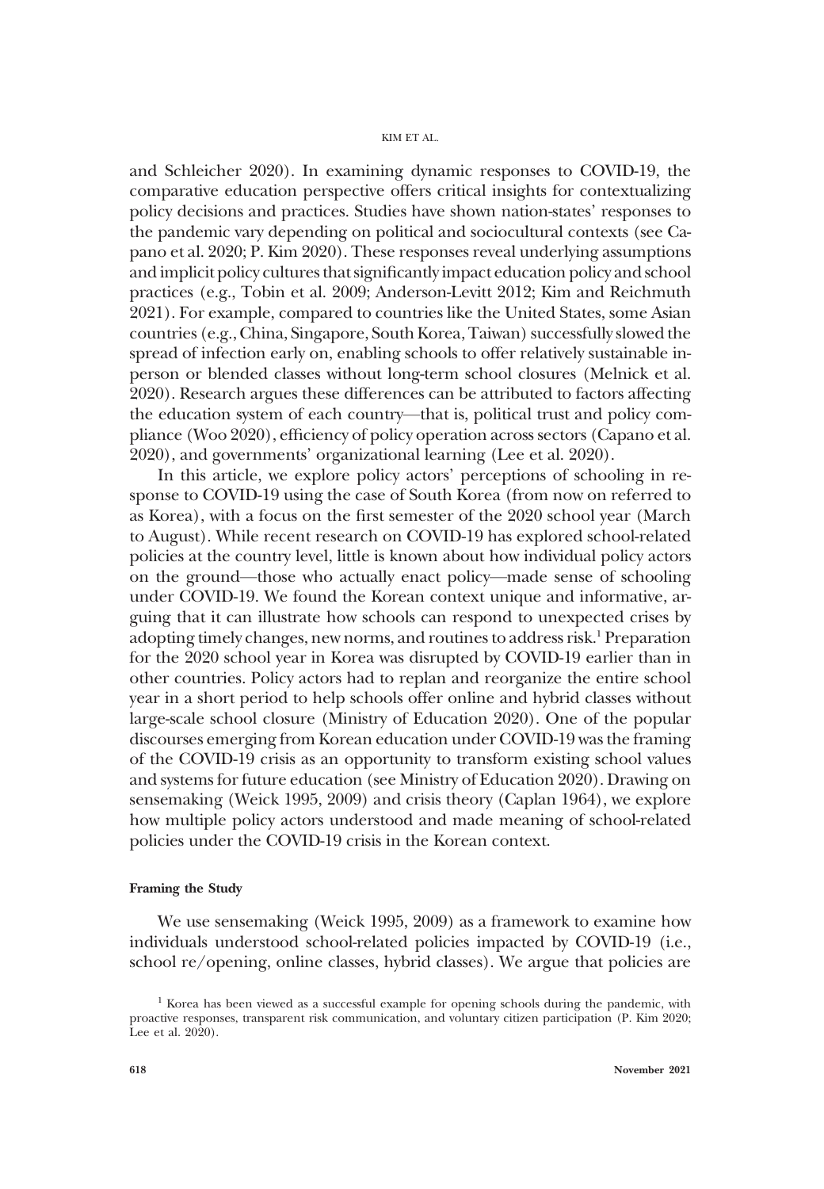and Schleicher 2020). In examining dynamic responses to COVID-19, the comparative education perspective offers critical insights for contextualizing policy decisions and practices. Studies have shown nation-states' responses to the pandemic vary depending on political and sociocultural contexts (see Capano et al. 2020; P. Kim 2020). These responses reveal underlying assumptions and implicit policy cultures that significantly impact education policy and school practices (e.g., Tobin et al. 2009; Anderson-Levitt 2012; Kim and Reichmuth 2021). For example, compared to countries like the United States, some Asian countries (e.g., China, Singapore, South Korea, Taiwan) successfully slowed the spread of infection early on, enabling schools to offer relatively sustainable in-person or blended classes without long-term school closures (Melnick et al. 2020). Research argues these differences can be attributed to factors affecting the education system of each country—that is, political trust and policy compliance (Woo 2020), efficiency of policy operation across sectors (Capano et al. 2020), and governments' organizational learning (Lee et al. 2020).

In this article, we explore policy actors' perceptions of schooling in response to COVID-19 using the case of South Korea (from now on referred to as Korea), with a focus on the first semester of the 2020 school year (March to August). While recent research on COVID-19 has explored school-related policies at the country level, little is known about how individual policy actors on the ground—those who actually enact policy—made sense of schooling under COVID-19. We found the Korean context unique and informative, arguing that it can illustrate how schools can respond to unexpected crises by adopting timely changes, new norms, and routines to address risk.[1] Preparation for the 2020 school year in Korea was disrupted by COVID-19 earlier than in other countries. Policy actors had to replan and reorganize the entire school year in a short period to help schools offer online and hybrid classes without large-scale school closure (Ministry of Education 2020). One of the popular discourses emerging from Korean education under COVID-19 was the framing of the COVID-19 crisis as an opportunity to transform existing school values and systems for future education (see Ministry of Education 2020). Drawing on sensemaking (Weick 1995, 2009) and crisis theory (Caplan 1964), we explore how multiple policy actors understood and made meaning of school-related policies under the COVID-19 crisis in the Korean context.

## Framing the Study

We use sensemaking (Weick 1995, 2009) as a framework to examine how individuals understood school-related policies impacted by COVID-19 (i.e., school re/opening, online classes, hybrid classes). We argue that policies are

[1] Korea has been viewed as a successful example for opening schools during the pandemic, with proactive responses, transparent risk communication, and voluntary citizen participation (P. Kim 2020; Lee et al. 2020).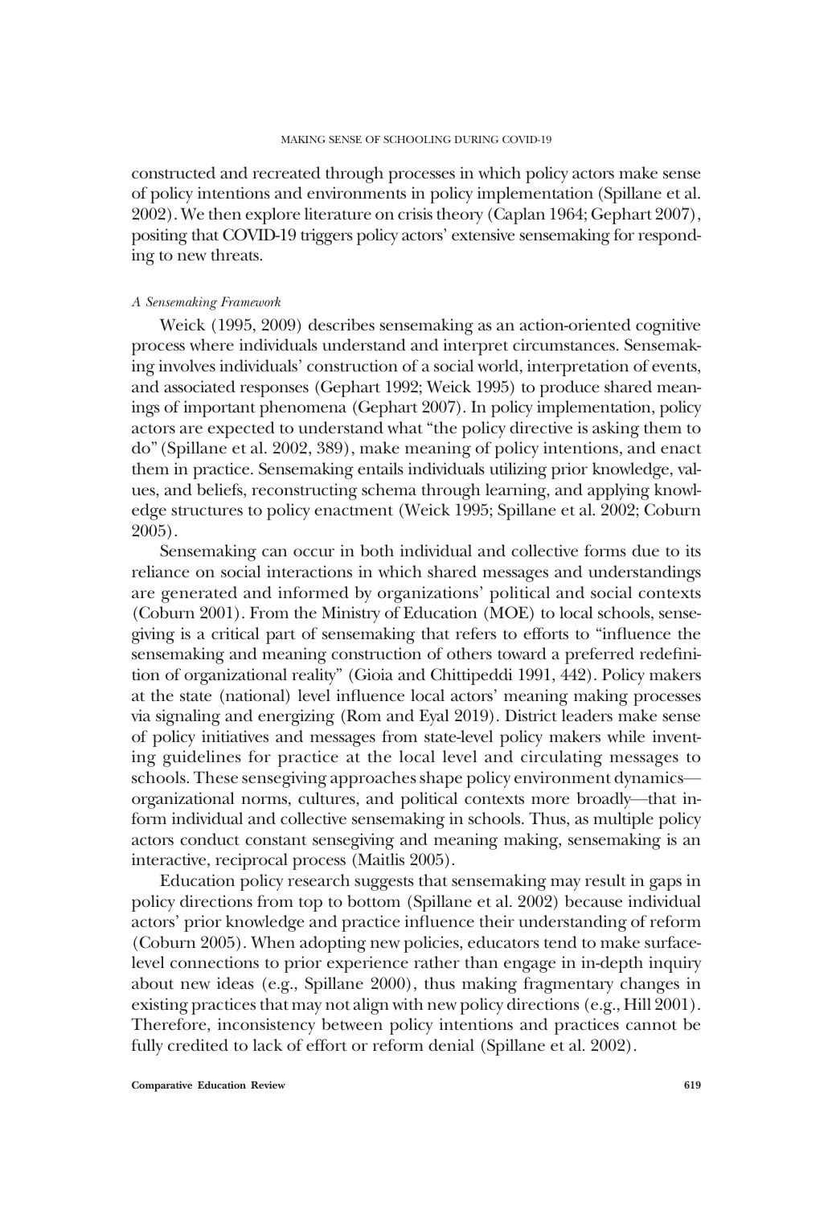constructed and recreated through processes in which policy actors make sense of policy intentions and environments in policy implementation (Spillane et al. 2002). We then explore literature on crisis theory (Caplan 1964; Gephart 2007), positing that COVID-19 triggers policy actors' extensive sensemaking for responding to new threats.

### *A Sensemaking Framework*

Weick (1995, 2009) describes sensemaking as an action-oriented cognitive process where individuals understand and interpret circumstances. Sensemaking involves individuals' construction of a social world, interpretation of events, and associated responses (Gephart 1992; Weick 1995) to produce shared meanings of important phenomena (Gephart 2007). In policy implementation, policy actors are expected to understand what "the policy directive is asking them to do" (Spillane et al. 2002, 389), make meaning of policy intentions, and enact them in practice. Sensemaking entails individuals utilizing prior knowledge, values, and beliefs, reconstructing schema through learning, and applying knowledge structures to policy enactment (Weick 1995; Spillane et al. 2002; Coburn 2005).

Sensemaking can occur in both individual and collective forms due to its reliance on social interactions in which shared messages and understandings are generated and informed by organizations' political and social contexts (Coburn 2001). From the Ministry of Education (MOE) to local schools, sensegiving is a critical part of sensemaking that refers to efforts to "influence the sensemaking and meaning construction of others toward a preferred redefinition of organizational reality" (Gioia and Chittipeddi 1991, 442). Policy makers at the state (national) level influence local actors' meaning making processes via signaling and energizing (Rom and Eyal 2019). District leaders make sense of policy initiatives and messages from state-level policy makers while inventing guidelines for practice at the local level and circulating messages to schools. These sensegiving approaches shape policy environment dynamics—organizational norms, cultures, and political contexts more broadly—that inform individual and collective sensemaking in schools. Thus, as multiple policy actors conduct constant sensegiving and meaning making, sensemaking is an interactive, reciprocal process (Maitlis 2005).

Education policy research suggests that sensemaking may result in gaps in policy directions from top to bottom (Spillane et al. 2002) because individual actors' prior knowledge and practice influence their understanding of reform (Coburn 2005). When adopting new policies, educators tend to make surface-level connections to prior experience rather than engage in in-depth inquiry about new ideas (e.g., Spillane 2000), thus making fragmentary changes in existing practices that may not align with new policy directions (e.g., Hill 2001). Therefore, inconsistency between policy intentions and practices cannot be fully credited to lack of effort or reform denial (Spillane et al. 2002).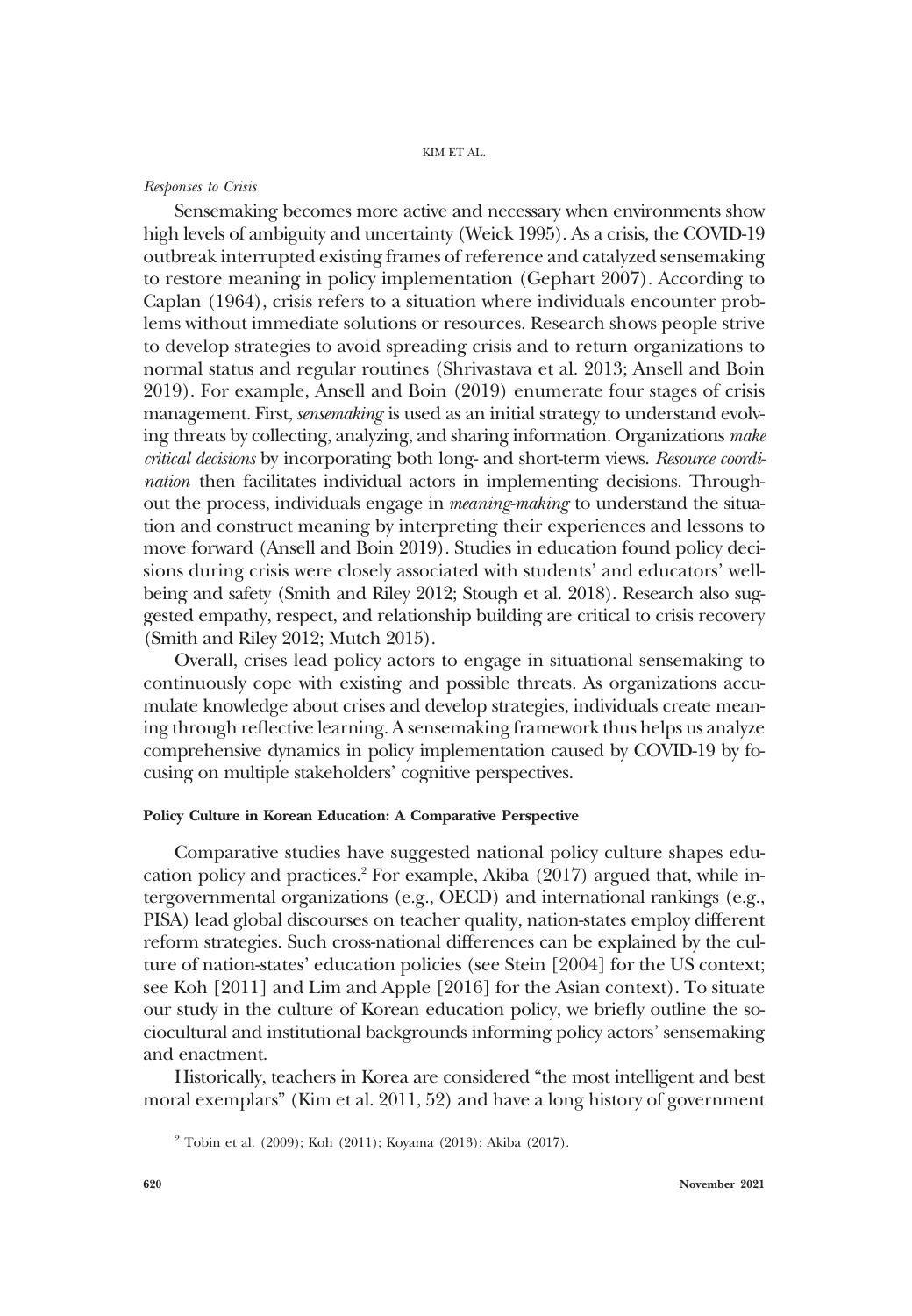*Responses to Crisis*

Sensemaking becomes more active and necessary when environments show high levels of ambiguity and uncertainty (Weick 1995). As a crisis, the COVID-19 outbreak interrupted existing frames of reference and catalyzed sensemaking to restore meaning in policy implementation (Gephart 2007). According to Caplan (1964), crisis refers to a situation where individuals encounter problems without immediate solutions or resources. Research shows people strive to develop strategies to avoid spreading crisis and to return organizations to normal status and regular routines (Shrivastava et al. 2013; Ansell and Boin 2019). For example, Ansell and Boin (2019) enumerate four stages of crisis management. First, *sensemaking* is used as an initial strategy to understand evolving threats by collecting, analyzing, and sharing information. Organizations *make critical decisions* by incorporating both long- and short-term views. *Resource coordination* then facilitates individual actors in implementing decisions. Throughout the process, individuals engage in *meaning-making* to understand the situation and construct meaning by interpreting their experiences and lessons to move forward (Ansell and Boin 2019). Studies in education found policy decisions during crisis were closely associated with students' and educators' well-being and safety (Smith and Riley 2012; Stough et al. 2018). Research also suggested empathy, respect, and relationship building are critical to crisis recovery (Smith and Riley 2012; Mutch 2015).

Overall, crises lead policy actors to engage in situational sensemaking to continuously cope with existing and possible threats. As organizations accumulate knowledge about crises and develop strategies, individuals create meaning through reflective learning. A sensemaking framework thus helps us analyze comprehensive dynamics in policy implementation caused by COVID-19 by focusing on multiple stakeholders' cognitive perspectives.

**Policy Culture in Korean Education: A Comparative Perspective**

Comparative studies have suggested national policy culture shapes education policy and practices.[2] For example, Akiba (2017) argued that, while intergovernmental organizations (e.g., OECD) and international rankings (e.g., PISA) lead global discourses on teacher quality, nation-states employ different reform strategies. Such cross-national differences can be explained by the culture of nation-states' education policies (see Stein [2004] for the US context; see Koh [2011] and Lim and Apple [2016] for the Asian context). To situate our study in the culture of Korean education policy, we briefly outline the sociocultural and institutional backgrounds informing policy actors' sensemaking and enactment.

Historically, teachers in Korea are considered "the most intelligent and best moral exemplars" (Kim et al. 2011, 52) and have a long history of government

[2] Tobin et al. (2009); Koh (2011); Koyama (2013); Akiba (2017).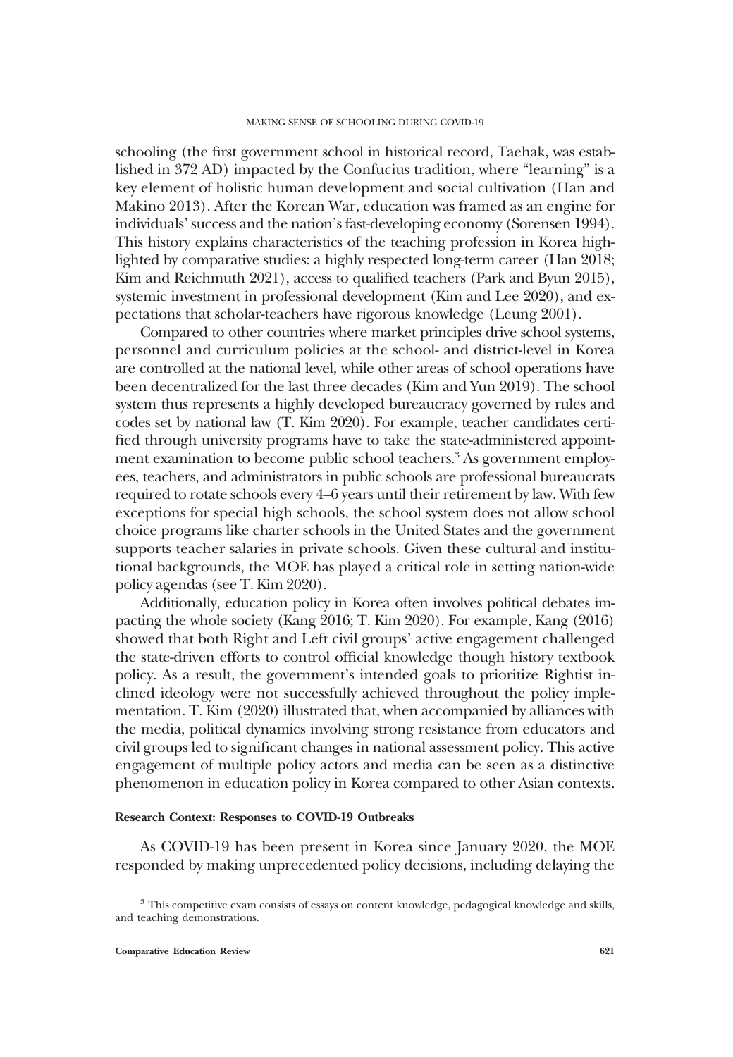schooling (the first government school in historical record, Taehak, was established in 372 AD) impacted by the Confucius tradition, where "learning" is a key element of holistic human development and social cultivation (Han and Makino 2013). After the Korean War, education was framed as an engine for individuals' success and the nation's fast-developing economy (Sorensen 1994). This history explains characteristics of the teaching profession in Korea highlighted by comparative studies: a highly respected long-term career (Han 2018; Kim and Reichmuth 2021), access to qualified teachers (Park and Byun 2015), systemic investment in professional development (Kim and Lee 2020), and expectations that scholar-teachers have rigorous knowledge (Leung 2001).

Compared to other countries where market principles drive school systems, personnel and curriculum policies at the school- and district-level in Korea are controlled at the national level, while other areas of school operations have been decentralized for the last three decades (Kim and Yun 2019). The school system thus represents a highly developed bureaucracy governed by rules and codes set by national law (T. Kim 2020). For example, teacher candidates certified through university programs have to take the state-administered appointment examination to become public school teachers.[3] As government employees, teachers, and administrators in public schools are professional bureaucrats required to rotate schools every 4–6 years until their retirement by law. With few exceptions for special high schools, the school system does not allow school choice programs like charter schools in the United States and the government supports teacher salaries in private schools. Given these cultural and institutional backgrounds, the MOE has played a critical role in setting nation-wide policy agendas (see T. Kim 2020).

Additionally, education policy in Korea often involves political debates impacting the whole society (Kang 2016; T. Kim 2020). For example, Kang (2016) showed that both Right and Left civil groups' active engagement challenged the state-driven efforts to control official knowledge though history textbook policy. As a result, the government's intended goals to prioritize Rightist inclined ideology were not successfully achieved throughout the policy implementation. T. Kim (2020) illustrated that, when accompanied by alliances with the media, political dynamics involving strong resistance from educators and civil groups led to significant changes in national assessment policy. This active engagement of multiple policy actors and media can be seen as a distinctive phenomenon in education policy in Korea compared to other Asian contexts.

#### Research Context: Responses to COVID-19 Outbreaks

As COVID-19 has been present in Korea since January 2020, the MOE responded by making unprecedented policy decisions, including delaying the

[3] This competitive exam consists of essays on content knowledge, pedagogical knowledge and skills, and teaching demonstrations.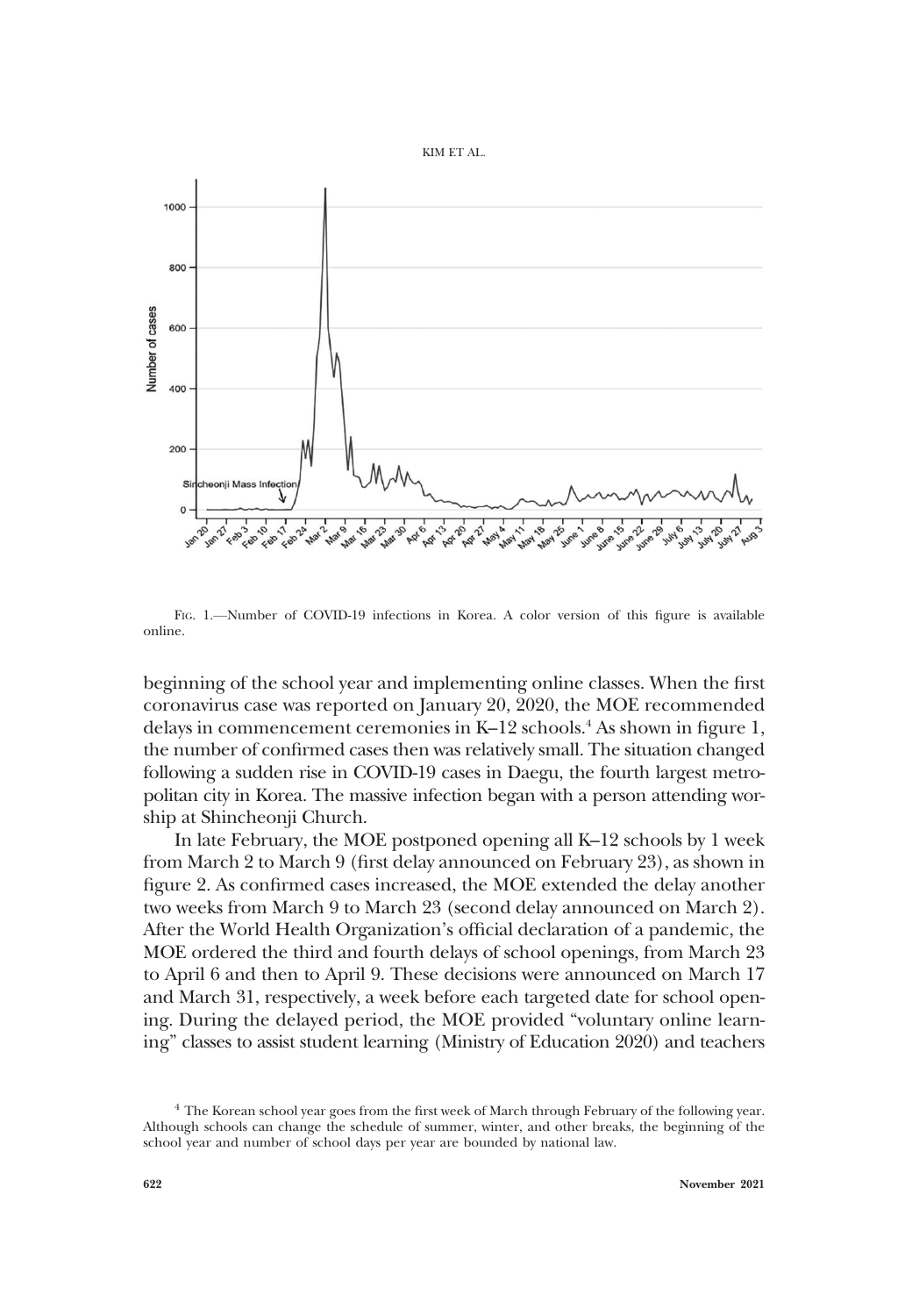Fig. 1.—Number of COVID-19 infections in Korea. A color version of this figure is available online.

beginning of the school year and implementing online classes. When the first coronavirus case was reported on January 20, 2020, the MOE recommended delays in commencement ceremonies in K–12 schools.[4] As shown in figure 1, the number of confirmed cases then was relatively small. The situation changed following a sudden rise in COVID-19 cases in Daegu, the fourth largest metropolitan city in Korea. The massive infection began with a person attending worship at Shincheonji Church.

In late February, the MOE postponed opening all K–12 schools by 1 week from March 2 to March 9 (first delay announced on February 23), as shown in figure 2. As confirmed cases increased, the MOE extended the delay another two weeks from March 9 to March 23 (second delay announced on March 2). After the World Health Organization's official declaration of a pandemic, the MOE ordered the third and fourth delays of school openings, from March 23 to April 6 and then to April 9. These decisions were announced on March 17 and March 31, respectively, a week before each targeted date for school opening. During the delayed period, the MOE provided "voluntary online learning" classes to assist student learning (Ministry of Education 2020) and teachers

[4] The Korean school year goes from the first week of March through February of the following year. Although schools can change the schedule of summer, winter, and other breaks, the beginning of the school year and number of school days per year are bounded by national law.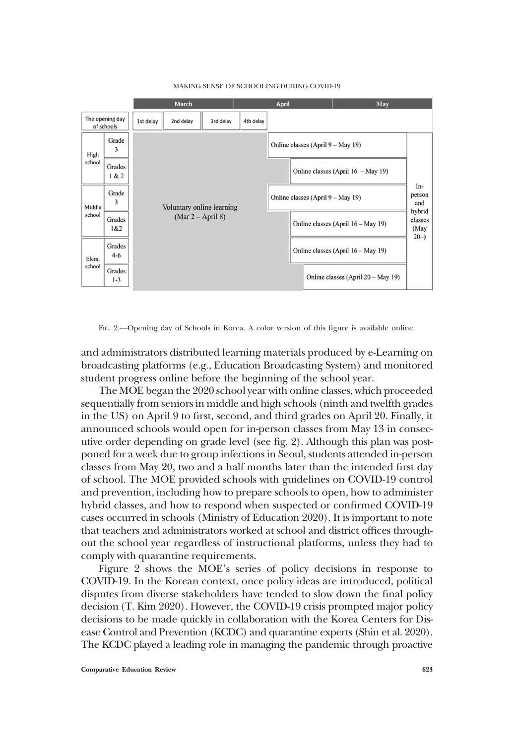| | | March | April | May |
|---|---|---|---|---|
| The opening day of schools | | 1st delay, 2nd delay, 3rd delay | 4th delay | |
| High school | Grade 3 | Voluntary online learning (Mar 2 – April 8) | Online classes (April 9 – May 19) | In-person and hybrid classes (May 20–) |
| | Grades 1 & 2 | | Online classes (April 16 – May 19) | |
| Middle school | Grade 3 | | Online classes (April 9 – May 19) | |
| | Grades 1&2 | | Online classes (April 16 – May 19) | |
| Elem. school | Grades 4-6 | | Online classes (April 16 – May 19) | |
| | Grades 1-3 | | Online classes (April 20 – May 19) | |

FIG. 2.—Opening day of Schools in Korea. A color version of this figure is available online.

and administrators distributed learning materials produced by e-Learning on broadcasting platforms (e.g., Education Broadcasting System) and monitored student progress online before the beginning of the school year.

The MOE began the 2020 school year with online classes, which proceeded sequentially from seniors in middle and high schools (ninth and twelfth grades in the US) on April 9 to first, second, and third grades on April 20. Finally, it announced schools would open for in-person classes from May 13 in consecutive order depending on grade level (see fig. 2). Although this plan was postponed for a week due to group infections in Seoul, students attended in-person classes from May 20, two and a half months later than the intended first day of school. The MOE provided schools with guidelines on COVID-19 control and prevention, including how to prepare schools to open, how to administer hybrid classes, and how to respond when suspected or confirmed COVID-19 cases occurred in schools (Ministry of Education 2020). It is important to note that teachers and administrators worked at school and district offices throughout the school year regardless of instructional platforms, unless they had to comply with quarantine requirements.

Figure 2 shows the MOE's series of policy decisions in response to COVID-19. In the Korean context, once policy ideas are introduced, political disputes from diverse stakeholders have tended to slow down the final policy decision (T. Kim 2020). However, the COVID-19 crisis prompted major policy decisions to be made quickly in collaboration with the Korea Centers for Disease Control and Prevention (KCDC) and quarantine experts (Shin et al. 2020). The KCDC played a leading role in managing the pandemic through proactive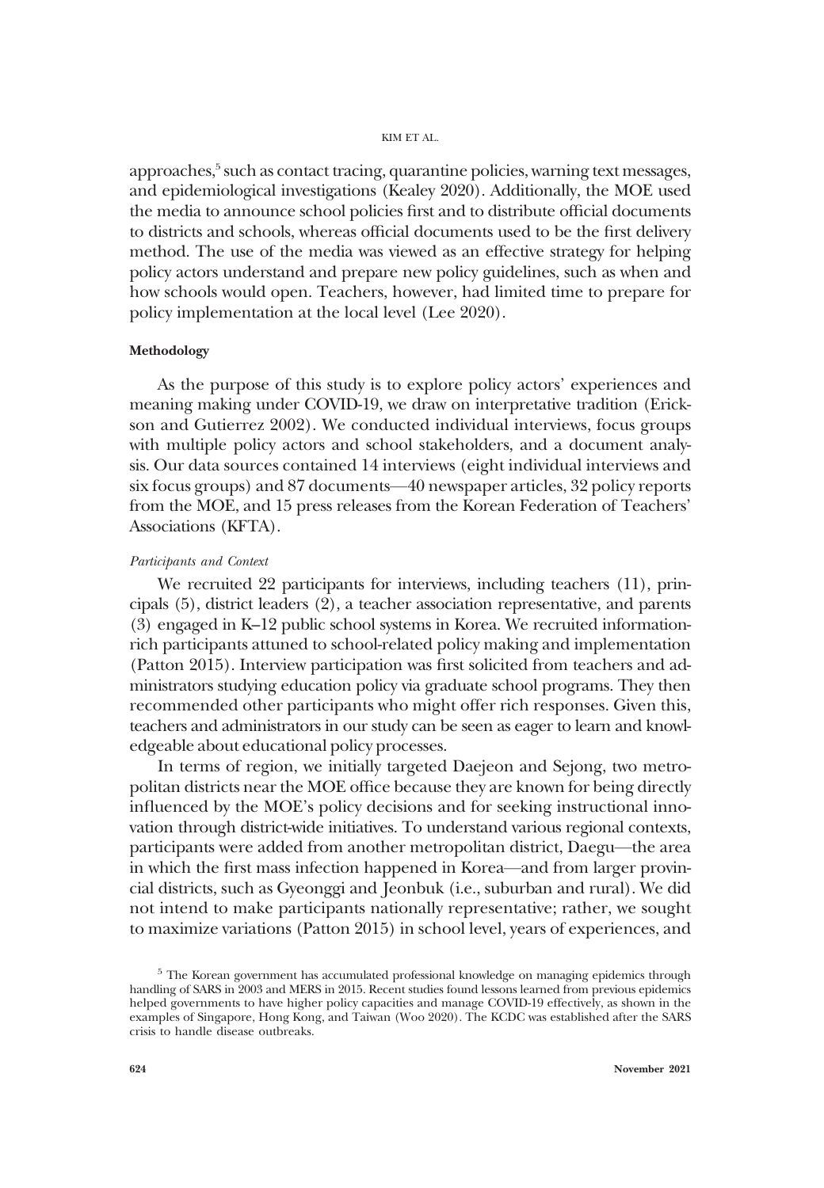approaches,[5] such as contact tracing, quarantine policies, warning text messages, and epidemiological investigations (Kealey 2020). Additionally, the MOE used the media to announce school policies first and to distribute official documents to districts and schools, whereas official documents used to be the first delivery method. The use of the media was viewed as an effective strategy for helping policy actors understand and prepare new policy guidelines, such as when and how schools would open. Teachers, however, had limited time to prepare for policy implementation at the local level (Lee 2020).

## Methodology

As the purpose of this study is to explore policy actors' experiences and meaning making under COVID-19, we draw on interpretative tradition (Erickson and Gutierrez 2002). We conducted individual interviews, focus groups with multiple policy actors and school stakeholders, and a document analysis. Our data sources contained 14 interviews (eight individual interviews and six focus groups) and 87 documents—40 newspaper articles, 32 policy reports from the MOE, and 15 press releases from the Korean Federation of Teachers' Associations (KFTA).

### *Participants and Context*

We recruited 22 participants for interviews, including teachers (11), principals (5), district leaders (2), a teacher association representative, and parents (3) engaged in K–12 public school systems in Korea. We recruited information-rich participants attuned to school-related policy making and implementation (Patton 2015). Interview participation was first solicited from teachers and administrators studying education policy via graduate school programs. They then recommended other participants who might offer rich responses. Given this, teachers and administrators in our study can be seen as eager to learn and knowledgeable about educational policy processes.

In terms of region, we initially targeted Daejeon and Sejong, two metropolitan districts near the MOE office because they are known for being directly influenced by the MOE's policy decisions and for seeking instructional innovation through district-wide initiatives. To understand various regional contexts, participants were added from another metropolitan district, Daegu—the area in which the first mass infection happened in Korea—and from larger provincial districts, such as Gyeonggi and Jeonbuk (i.e., suburban and rural). We did not intend to make participants nationally representative; rather, we sought to maximize variations (Patton 2015) in school level, years of experiences, and

[5] The Korean government has accumulated professional knowledge on managing epidemics through handling of SARS in 2003 and MERS in 2015. Recent studies found lessons learned from previous epidemics helped governments to have higher policy capacities and manage COVID-19 effectively, as shown in the examples of Singapore, Hong Kong, and Taiwan (Woo 2020). The KCDC was established after the SARS crisis to handle disease outbreaks.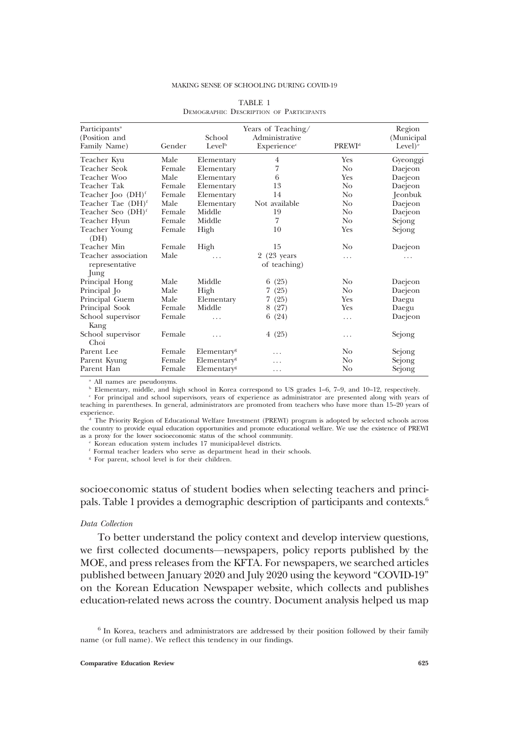TABLE 1
Demographic Description of Participants

| Participants[a] (Position and Family Name) | Gender | School Level[b] | Years of Teaching/ Administrative Experience[c] | PREWI[d] | Region (Municipal Level)[e] |
|---|---|---|---|---|---|
| Teacher Kyu | Male | Elementary | 4 | Yes | Gyeonggi |
| Teacher Seok | Female | Elementary | 7 | No | Daejeon |
| Teacher Woo | Male | Elementary | 6 | Yes | Daejeon |
| Teacher Tak | Female | Elementary | 13 | No | Daejeon |
| Teacher Joo (DH)[f] | Female | Elementary | 14 | No | Jeonbuk |
| Teacher Tae (DH)[f] | Male | Elementary | Not available | No | Daejeon |
| Teacher Seo (DH)[f] | Female | Middle | 19 | No | Daejeon |
| Teacher Hyun | Female | Middle | 7 | No | Sejong |
| Teacher Young (DH) | Female | High | 10 | Yes | Sejong |
| Teacher Min | Female | High | 15 | No | Daejeon |
| Teacher association representative Jung | Male | . . . | 2 (23 years of teaching) | . . . | . . . |
| Principal Hong | Male | Middle | 6 (25) | No | Daejeon |
| Principal Jo | Male | High | 7 (25) | No | Daejeon |
| Principal Guem | Male | Elementary | 7 (25) | Yes | Daegu |
| Principal Sook | Female | Middle | 8 (27) | Yes | Daegu |
| School supervisor Kang | Female | . . . | 6 (24) | . . . | Daejeon |
| School supervisor Choi | Female | . . . | 4 (25) | . . . | Sejong |
| Parent Lee | Female | Elementary[g] | . . . | No | Sejong |
| Parent Kyung | Female | Elementary[g] | . . . | No | Sejong |
| Parent Han | Female | Elementary[g] | . . . | No | Sejong |

[a] All names are pseudonyms.

[b] Elementary, middle, and high school in Korea correspond to US grades 1–6, 7–9, and 10–12, respectively.

[c] For principal and school supervisors, years of experience as administrator are presented along with years of teaching in parentheses. In general, administrators are promoted from teachers who have more than 15–20 years of experience.

[d] The Priority Region of Educational Welfare Investment (PREWI) program is adopted by selected schools across the country to provide equal education opportunities and promote educational welfare. We use the existence of PREWI as a proxy for the lower socioeconomic status of the school community.

[e] Korean education system includes 17 municipal-level districts.

[f] Formal teacher leaders who serve as department head in their schools.

[g] For parent, school level is for their children.

socioeconomic status of student bodies when selecting teachers and principals. Table 1 provides a demographic description of participants and contexts.[6]

*Data Collection*

To better understand the policy context and develop interview questions, we first collected documents—newspapers, policy reports published by the MOE, and press releases from the KFTA. For newspapers, we searched articles published between January 2020 and July 2020 using the keyword "COVID-19" on the Korean Education Newspaper website, which collects and publishes education-related news across the country. Document analysis helped us map

[6] In Korea, teachers and administrators are addressed by their position followed by their family name (or full name). We reflect this tendency in our findings.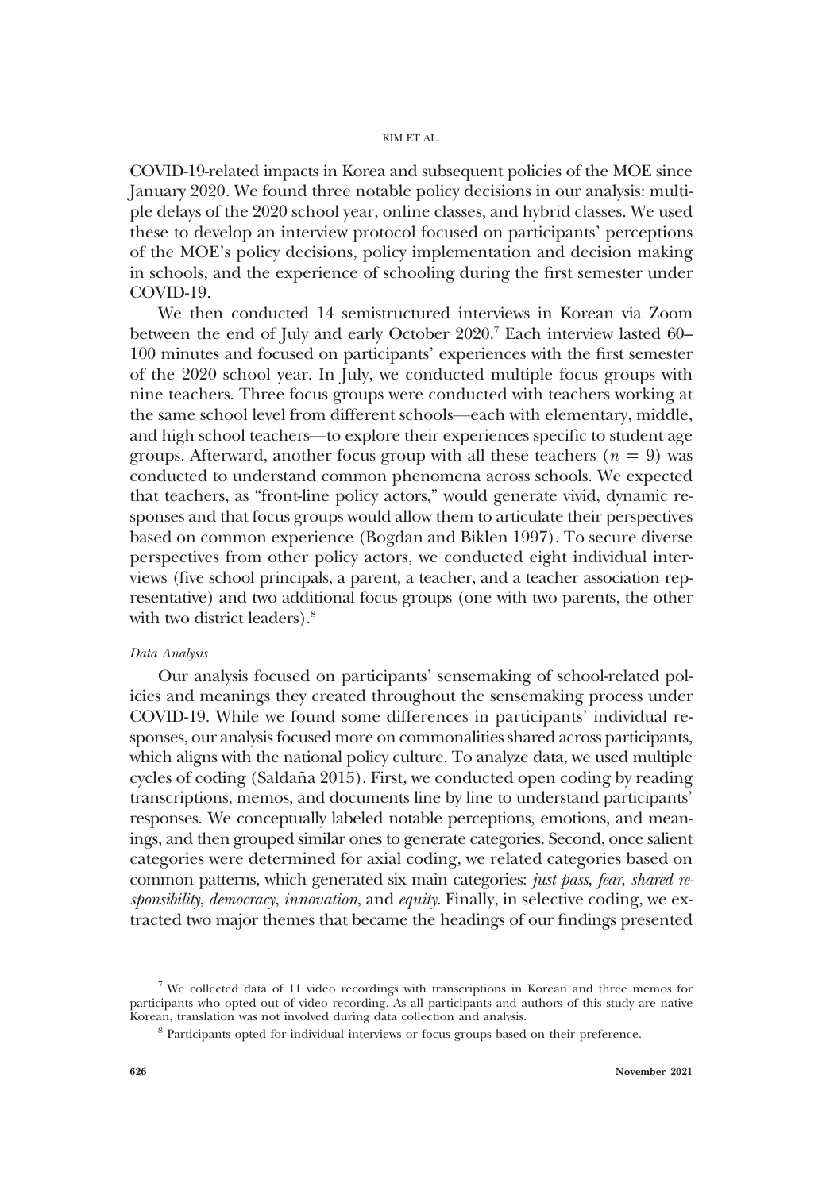COVID-19-related impacts in Korea and subsequent policies of the MOE since January 2020. We found three notable policy decisions in our analysis: multiple delays of the 2020 school year, online classes, and hybrid classes. We used these to develop an interview protocol focused on participants' perceptions of the MOE's policy decisions, policy implementation and decision making in schools, and the experience of schooling during the first semester under COVID-19.

We then conducted 14 semistructured interviews in Korean via Zoom between the end of July and early October 2020.[7] Each interview lasted 60–100 minutes and focused on participants' experiences with the first semester of the 2020 school year. In July, we conducted multiple focus groups with nine teachers. Three focus groups were conducted with teachers working at the same school level from different schools—each with elementary, middle, and high school teachers—to explore their experiences specific to student age groups. Afterward, another focus group with all these teachers ($n = 9$) was conducted to understand common phenomena across schools. We expected that teachers, as "front-line policy actors," would generate vivid, dynamic responses and that focus groups would allow them to articulate their perspectives based on common experience (Bogdan and Biklen 1997). To secure diverse perspectives from other policy actors, we conducted eight individual interviews (five school principals, a parent, a teacher, and a teacher association representative) and two additional focus groups (one with two parents, the other with two district leaders).[8]

*Data Analysis*

Our analysis focused on participants' sensemaking of school-related policies and meanings they created throughout the sensemaking process under COVID-19. While we found some differences in participants' individual responses, our analysis focused more on commonalities shared across participants, which aligns with the national policy culture. To analyze data, we used multiple cycles of coding (Saldaña 2015). First, we conducted open coding by reading transcriptions, memos, and documents line by line to understand participants' responses. We conceptually labeled notable perceptions, emotions, and meanings, and then grouped similar ones to generate categories. Second, once salient categories were determined for axial coding, we related categories based on common patterns, which generated six main categories: *just pass*, *fear*, *shared responsibility*, *democracy*, *innovation*, and *equity*. Finally, in selective coding, we extracted two major themes that became the headings of our findings presented

[7] We collected data of 11 video recordings with transcriptions in Korean and three memos for participants who opted out of video recording. As all participants and authors of this study are native Korean, translation was not involved during data collection and analysis.

[8] Participants opted for individual interviews or focus groups based on their preference.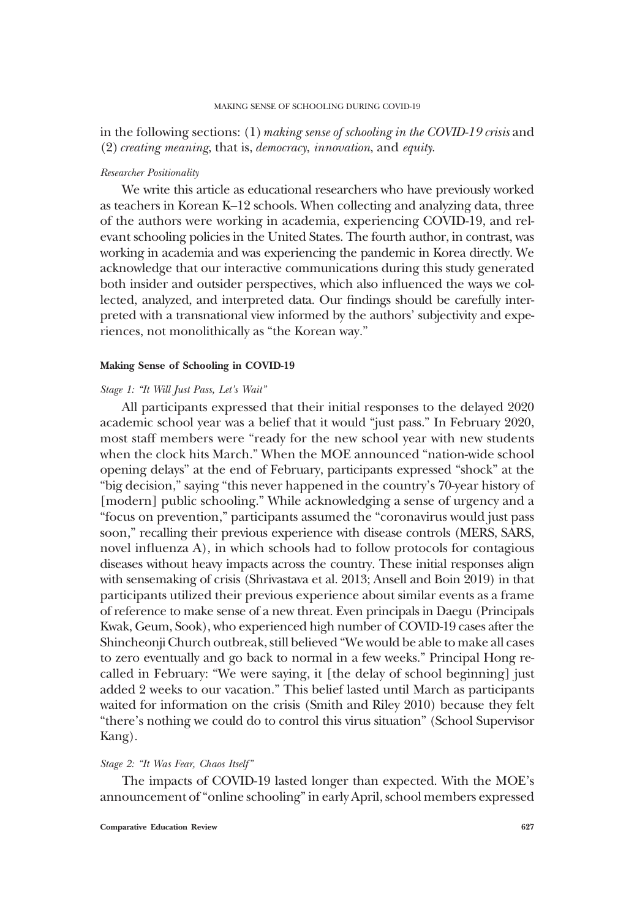in the following sections: (1) *making sense of schooling in the COVID-19 crisis* and (2) *creating meaning*, that is, *democracy*, *innovation*, and *equity*.

#### *Researcher Positionality*

We write this article as educational researchers who have previously worked as teachers in Korean K–12 schools. When collecting and analyzing data, three of the authors were working in academia, experiencing COVID-19, and relevant schooling policies in the United States. The fourth author, in contrast, was working in academia and was experiencing the pandemic in Korea directly. We acknowledge that our interactive communications during this study generated both insider and outsider perspectives, which also influenced the ways we collected, analyzed, and interpreted data. Our findings should be carefully interpreted with a transnational view informed by the authors' subjectivity and experiences, not monolithically as "the Korean way."

### Making Sense of Schooling in COVID-19

#### *Stage 1: "It Will Just Pass, Let's Wait"*

All participants expressed that their initial responses to the delayed 2020 academic school year was a belief that it would "just pass." In February 2020, most staff members were "ready for the new school year with new students when the clock hits March." When the MOE announced "nation-wide school opening delays" at the end of February, participants expressed "shock" at the "big decision," saying "this never happened in the country's 70-year history of [modern] public schooling." While acknowledging a sense of urgency and a "focus on prevention," participants assumed the "coronavirus would just pass soon," recalling their previous experience with disease controls (MERS, SARS, novel influenza A), in which schools had to follow protocols for contagious diseases without heavy impacts across the country. These initial responses align with sensemaking of crisis (Shrivastava et al. 2013; Ansell and Boin 2019) in that participants utilized their previous experience about similar events as a frame of reference to make sense of a new threat. Even principals in Daegu (Principals Kwak, Geum, Sook), who experienced high number of COVID-19 cases after the Shincheonji Church outbreak, still believed "We would be able to make all cases to zero eventually and go back to normal in a few weeks." Principal Hong recalled in February: "We were saying, it [the delay of school beginning] just added 2 weeks to our vacation." This belief lasted until March as participants waited for information on the crisis (Smith and Riley 2010) because they felt "there's nothing we could do to control this virus situation" (School Supervisor Kang).

#### *Stage 2: "It Was Fear, Chaos Itself"*

The impacts of COVID-19 lasted longer than expected. With the MOE's announcement of "online schooling" in early April, school members expressed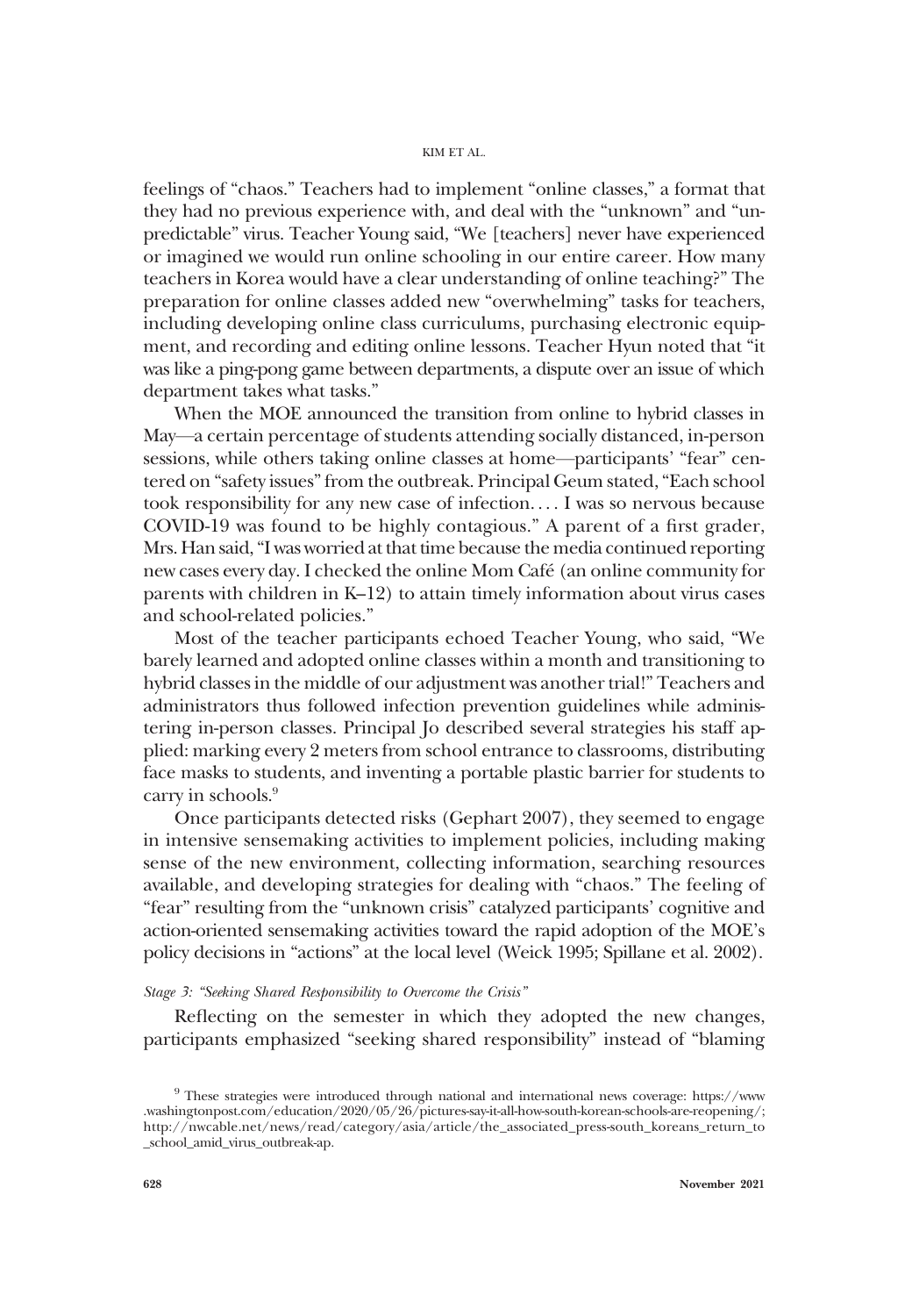feelings of "chaos." Teachers had to implement "online classes," a format that they had no previous experience with, and deal with the "unknown" and "unpredictable" virus. Teacher Young said, "We [teachers] never have experienced or imagined we would run online schooling in our entire career. How many teachers in Korea would have a clear understanding of online teaching?" The preparation for online classes added new "overwhelming" tasks for teachers, including developing online class curriculums, purchasing electronic equipment, and recording and editing online lessons. Teacher Hyun noted that "it was like a ping-pong game between departments, a dispute over an issue of which department takes what tasks."

When the MOE announced the transition from online to hybrid classes in May—a certain percentage of students attending socially distanced, in-person sessions, while others taking online classes at home—participants' "fear" centered on "safety issues" from the outbreak. Principal Geum stated, "Each school took responsibility for any new case of infection. . . . I was so nervous because COVID-19 was found to be highly contagious." A parent of a first grader, Mrs. Han said, "I was worried at that time because the media continued reporting new cases every day. I checked the online Mom Café (an online community for parents with children in K–12) to attain timely information about virus cases and school-related policies."

Most of the teacher participants echoed Teacher Young, who said, "We barely learned and adopted online classes within a month and transitioning to hybrid classes in the middle of our adjustment was another trial!" Teachers and administrators thus followed infection prevention guidelines while administering in-person classes. Principal Jo described several strategies his staff applied: marking every 2 meters from school entrance to classrooms, distributing face masks to students, and inventing a portable plastic barrier for students to carry in schools.[9]

Once participants detected risks (Gephart 2007), they seemed to engage in intensive sensemaking activities to implement policies, including making sense of the new environment, collecting information, searching resources available, and developing strategies for dealing with "chaos." The feeling of "fear" resulting from the "unknown crisis" catalyzed participants' cognitive and action-oriented sensemaking activities toward the rapid adoption of the MOE's policy decisions in "actions" at the local level (Weick 1995; Spillane et al. 2002).

#### *Stage 3: "Seeking Shared Responsibility to Overcome the Crisis"*

Reflecting on the semester in which they adopted the new changes, participants emphasized "seeking shared responsibility" instead of "blaming

[9] These strategies were introduced through national and international news coverage: https://www.washingtonpost.com/education/2020/05/26/pictures-say-it-all-how-south-korean-schools-are-reopening/; http://nwcable.net/news/read/category/asia/article/the_associated_press-south_koreans_return_to_school_amid_virus_outbreak-ap.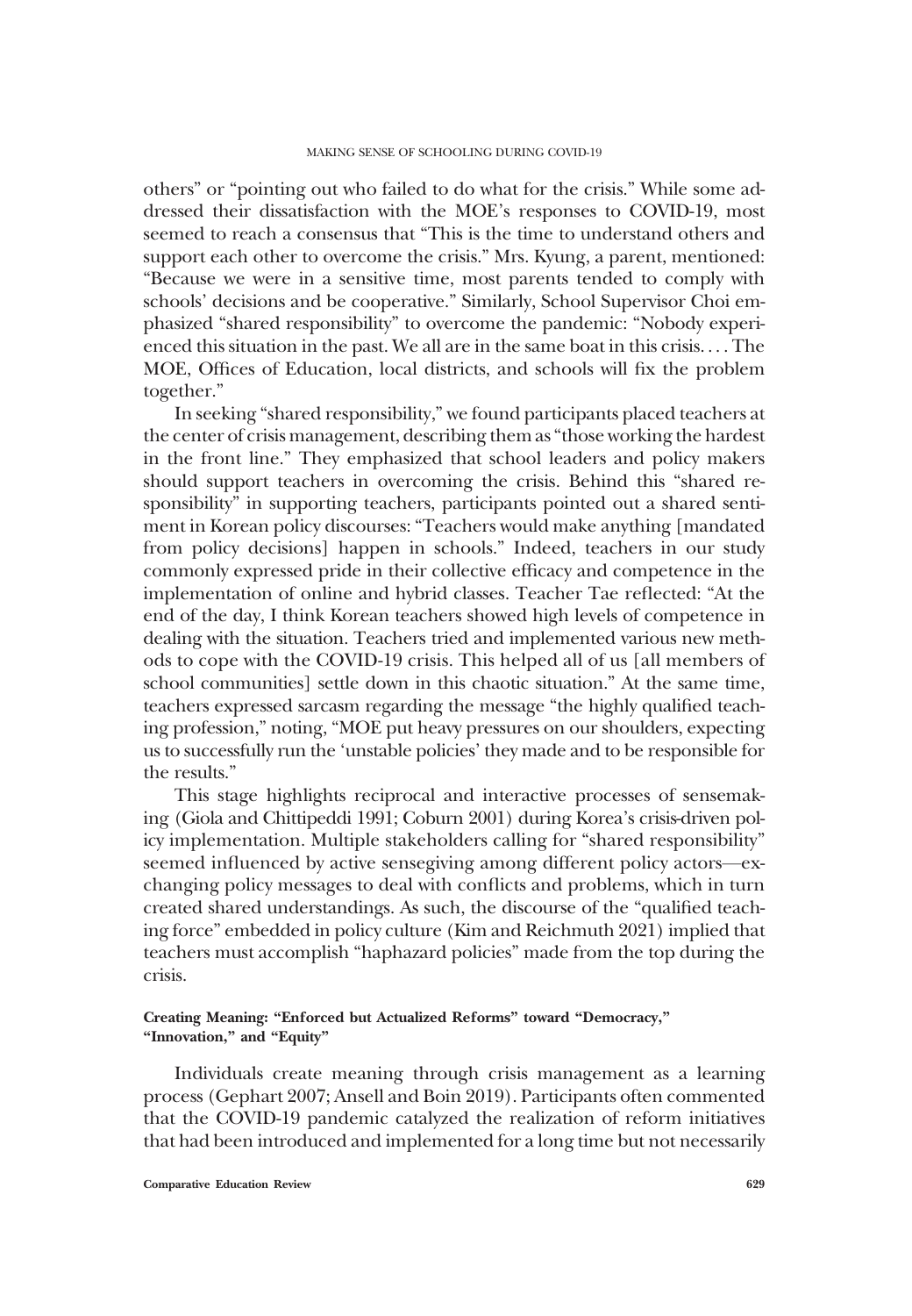others" or "pointing out who failed to do what for the crisis." While some addressed their dissatisfaction with the MOE's responses to COVID-19, most seemed to reach a consensus that "This is the time to understand others and support each other to overcome the crisis." Mrs. Kyung, a parent, mentioned: "Because we were in a sensitive time, most parents tended to comply with schools' decisions and be cooperative." Similarly, School Supervisor Choi emphasized "shared responsibility" to overcome the pandemic: "Nobody experienced this situation in the past. We all are in the same boat in this crisis. . . . The MOE, Offices of Education, local districts, and schools will fix the problem together."

In seeking "shared responsibility," we found participants placed teachers at the center of crisis management, describing them as "those working the hardest in the front line." They emphasized that school leaders and policy makers should support teachers in overcoming the crisis. Behind this "shared responsibility" in supporting teachers, participants pointed out a shared sentiment in Korean policy discourses: "Teachers would make anything [mandated from policy decisions] happen in schools." Indeed, teachers in our study commonly expressed pride in their collective efficacy and competence in the implementation of online and hybrid classes. Teacher Tae reflected: "At the end of the day, I think Korean teachers showed high levels of competence in dealing with the situation. Teachers tried and implemented various new methods to cope with the COVID-19 crisis. This helped all of us [all members of school communities] settle down in this chaotic situation." At the same time, teachers expressed sarcasm regarding the message "the highly qualified teaching profession," noting, "MOE put heavy pressures on our shoulders, expecting us to successfully run the 'unstable policies' they made and to be responsible for the results."

This stage highlights reciprocal and interactive processes of sensemaking (Giola and Chittipeddi 1991; Coburn 2001) during Korea's crisis-driven policy implementation. Multiple stakeholders calling for "shared responsibility" seemed influenced by active sensegiving among different policy actors—exchanging policy messages to deal with conflicts and problems, which in turn created shared understandings. As such, the discourse of the "qualified teaching force" embedded in policy culture (Kim and Reichmuth 2021) implied that teachers must accomplish "haphazard policies" made from the top during the crisis.

#### Creating Meaning: "Enforced but Actualized Reforms" toward "Democracy," "Innovation," and "Equity"

Individuals create meaning through crisis management as a learning process (Gephart 2007; Ansell and Boin 2019). Participants often commented that the COVID-19 pandemic catalyzed the realization of reform initiatives that had been introduced and implemented for a long time but not necessarily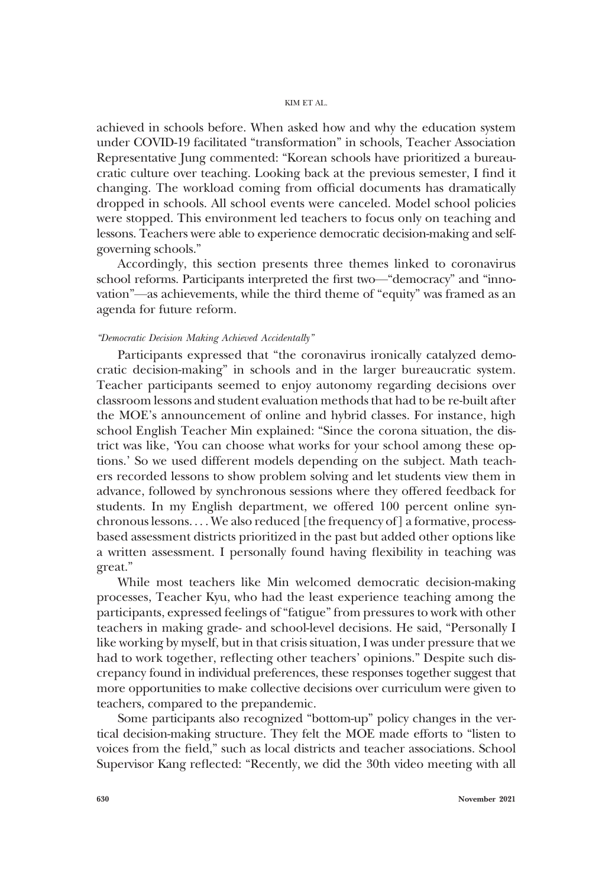achieved in schools before. When asked how and why the education system under COVID-19 facilitated "transformation" in schools, Teacher Association Representative Jung commented: "Korean schools have prioritized a bureaucratic culture over teaching. Looking back at the previous semester, I find it changing. The workload coming from official documents has dramatically dropped in schools. All school events were canceled. Model school policies were stopped. This environment led teachers to focus only on teaching and lessons. Teachers were able to experience democratic decision-making and self-governing schools."

Accordingly, this section presents three themes linked to coronavirus school reforms. Participants interpreted the first two—"democracy" and "innovation"—as achievements, while the third theme of "equity" was framed as an agenda for future reform.

#### *"Democratic Decision Making Achieved Accidentally"*

Participants expressed that "the coronavirus ironically catalyzed democratic decision-making" in schools and in the larger bureaucratic system. Teacher participants seemed to enjoy autonomy regarding decisions over classroom lessons and student evaluation methods that had to be re-built after the MOE's announcement of online and hybrid classes. For instance, high school English Teacher Min explained: "Since the corona situation, the district was like, 'You can choose what works for your school among these options.' So we used different models depending on the subject. Math teachers recorded lessons to show problem solving and let students view them in advance, followed by synchronous sessions where they offered feedback for students. In my English department, we offered 100 percent online synchronous lessons. . . . We also reduced [the frequency of] a formative, process-based assessment districts prioritized in the past but added other options like a written assessment. I personally found having flexibility in teaching was great."

While most teachers like Min welcomed democratic decision-making processes, Teacher Kyu, who had the least experience teaching among the participants, expressed feelings of "fatigue" from pressures to work with other teachers in making grade- and school-level decisions. He said, "Personally I like working by myself, but in that crisis situation, I was under pressure that we had to work together, reflecting other teachers' opinions." Despite such discrepancy found in individual preferences, these responses together suggest that more opportunities to make collective decisions over curriculum were given to teachers, compared to the prepandemic.

Some participants also recognized "bottom-up" policy changes in the vertical decision-making structure. They felt the MOE made efforts to "listen to voices from the field," such as local districts and teacher associations. School Supervisor Kang reflected: "Recently, we did the 30th video meeting with all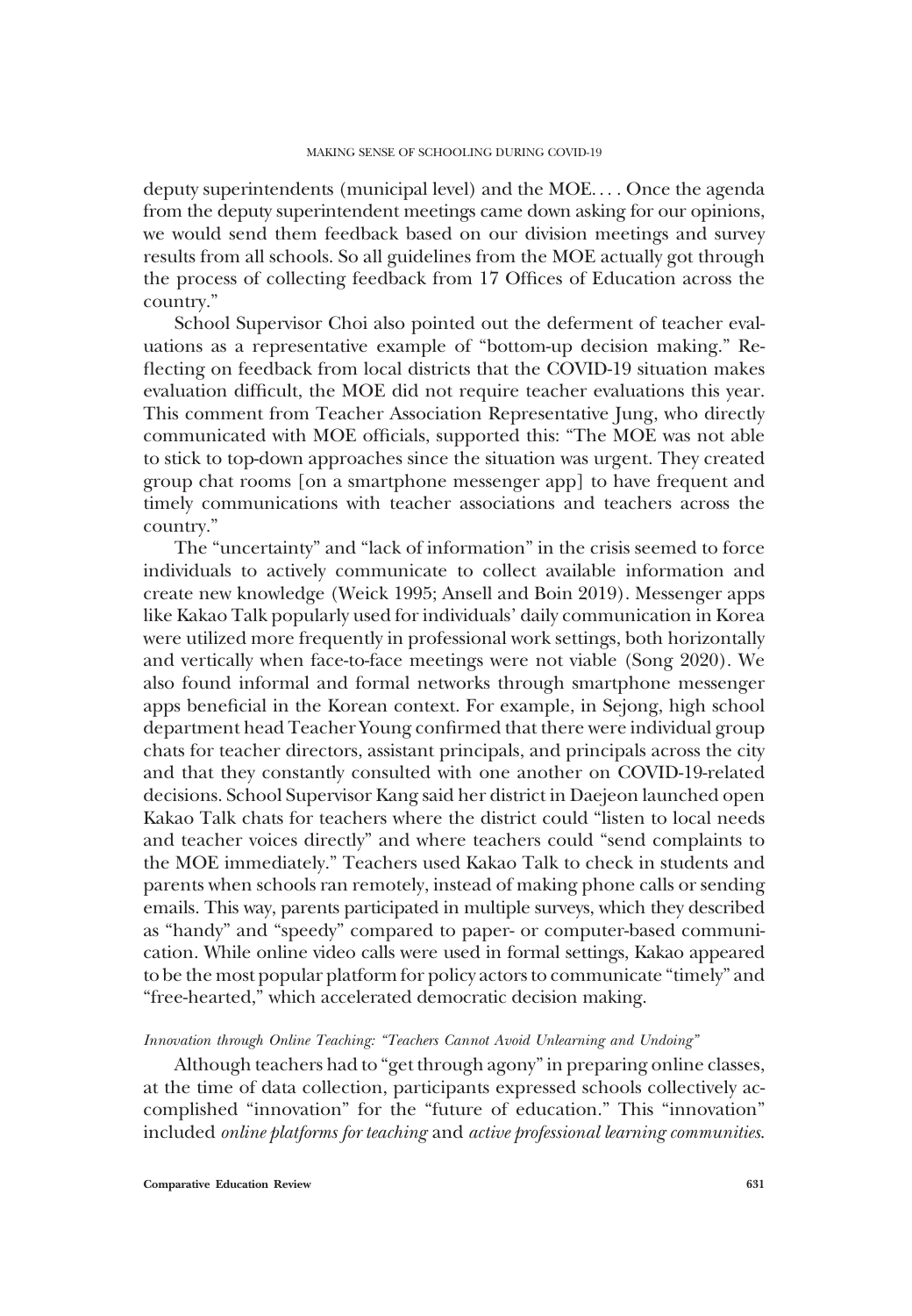deputy superintendents (municipal level) and the MOE. . . . Once the agenda from the deputy superintendent meetings came down asking for our opinions, we would send them feedback based on our division meetings and survey results from all schools. So all guidelines from the MOE actually got through the process of collecting feedback from 17 Offices of Education across the country."

School Supervisor Choi also pointed out the deferment of teacher evaluations as a representative example of "bottom-up decision making." Reflecting on feedback from local districts that the COVID-19 situation makes evaluation difficult, the MOE did not require teacher evaluations this year. This comment from Teacher Association Representative Jung, who directly communicated with MOE officials, supported this: "The MOE was not able to stick to top-down approaches since the situation was urgent. They created group chat rooms [on a smartphone messenger app] to have frequent and timely communications with teacher associations and teachers across the country."

The "uncertainty" and "lack of information" in the crisis seemed to force individuals to actively communicate to collect available information and create new knowledge (Weick 1995; Ansell and Boin 2019). Messenger apps like Kakao Talk popularly used for individuals' daily communication in Korea were utilized more frequently in professional work settings, both horizontally and vertically when face-to-face meetings were not viable (Song 2020). We also found informal and formal networks through smartphone messenger apps beneficial in the Korean context. For example, in Sejong, high school department head Teacher Young confirmed that there were individual group chats for teacher directors, assistant principals, and principals across the city and that they constantly consulted with one another on COVID-19-related decisions. School Supervisor Kang said her district in Daejeon launched open Kakao Talk chats for teachers where the district could "listen to local needs and teacher voices directly" and where teachers could "send complaints to the MOE immediately." Teachers used Kakao Talk to check in students and parents when schools ran remotely, instead of making phone calls or sending emails. This way, parents participated in multiple surveys, which they described as "handy" and "speedy" compared to paper- or computer-based communication. While online video calls were used in formal settings, Kakao appeared to be the most popular platform for policy actors to communicate "timely" and "free-hearted," which accelerated democratic decision making.

#### *Innovation through Online Teaching: "Teachers Cannot Avoid Unlearning and Undoing"*

Although teachers had to "get through agony" in preparing online classes, at the time of data collection, participants expressed schools collectively accomplished "innovation" for the "future of education." This "innovation" included *online platforms for teaching* and *active professional learning communities*.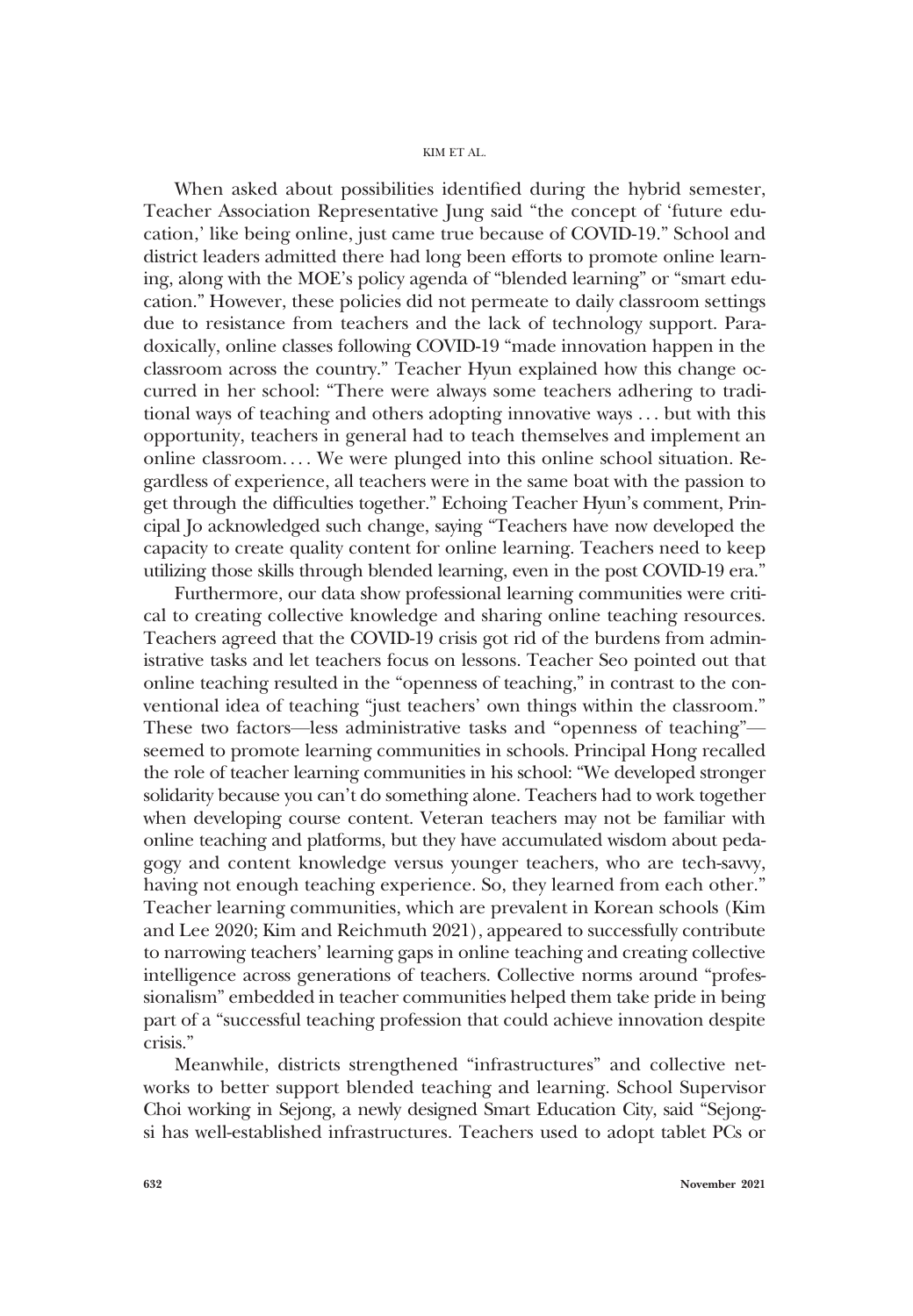When asked about possibilities identified during the hybrid semester, Teacher Association Representative Jung said "the concept of 'future education,' like being online, just came true because of COVID-19." School and district leaders admitted there had long been efforts to promote online learning, along with the MOE's policy agenda of "blended learning" or "smart education." However, these policies did not permeate to daily classroom settings due to resistance from teachers and the lack of technology support. Paradoxically, online classes following COVID-19 "made innovation happen in the classroom across the country." Teacher Hyun explained how this change occurred in her school: "There were always some teachers adhering to traditional ways of teaching and others adopting innovative ways ... but with this opportunity, teachers in general had to teach themselves and implement an online classroom.... We were plunged into this online school situation. Regardless of experience, all teachers were in the same boat with the passion to get through the difficulties together." Echoing Teacher Hyun's comment, Principal Jo acknowledged such change, saying "Teachers have now developed the capacity to create quality content for online learning. Teachers need to keep utilizing those skills through blended learning, even in the post COVID-19 era."

Furthermore, our data show professional learning communities were critical to creating collective knowledge and sharing online teaching resources. Teachers agreed that the COVID-19 crisis got rid of the burdens from administrative tasks and let teachers focus on lessons. Teacher Seo pointed out that online teaching resulted in the "openness of teaching," in contrast to the conventional idea of teaching "just teachers' own things within the classroom." These two factors—less administrative tasks and "openness of teaching"—seemed to promote learning communities in schools. Principal Hong recalled the role of teacher learning communities in his school: "We developed stronger solidarity because you can't do something alone. Teachers had to work together when developing course content. Veteran teachers may not be familiar with online teaching and platforms, but they have accumulated wisdom about pedagogy and content knowledge versus younger teachers, who are tech-savvy, having not enough teaching experience. So, they learned from each other." Teacher learning communities, which are prevalent in Korean schools (Kim and Lee 2020; Kim and Reichmuth 2021), appeared to successfully contribute to narrowing teachers' learning gaps in online teaching and creating collective intelligence across generations of teachers. Collective norms around "professionalism" embedded in teacher communities helped them take pride in being part of a "successful teaching profession that could achieve innovation despite crisis."

Meanwhile, districts strengthened "infrastructures" and collective networks to better support blended teaching and learning. School Supervisor Choi working in Sejong, a newly designed Smart Education City, said "Sejong-si has well-established infrastructures. Teachers used to adopt tablet PCs or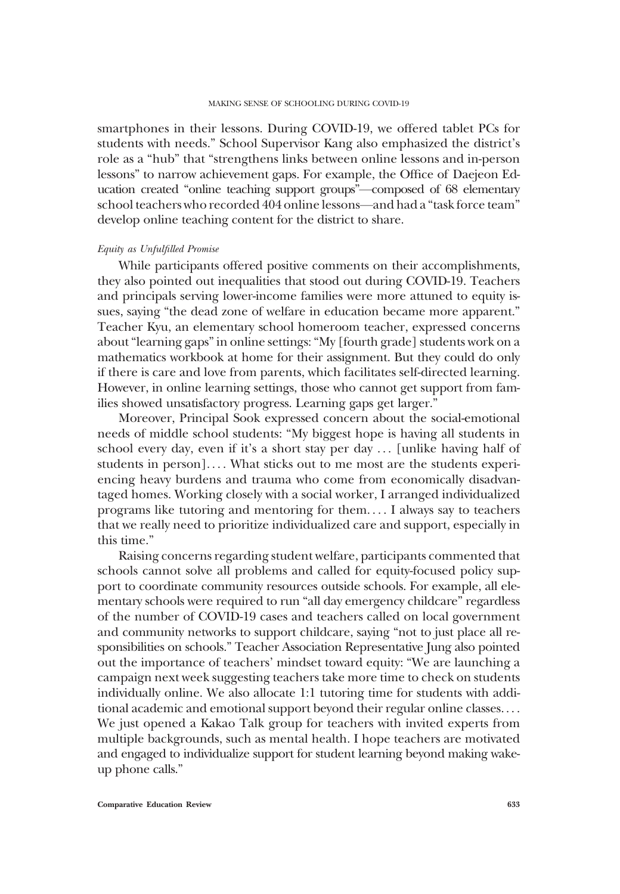smartphones in their lessons. During COVID-19, we offered tablet PCs for students with needs." School Supervisor Kang also emphasized the district's role as a "hub" that "strengthens links between online lessons and in-person lessons" to narrow achievement gaps. For example, the Office of Daejeon Education created "online teaching support groups"—composed of 68 elementary school teachers who recorded 404 online lessons—and had a "task force team" develop online teaching content for the district to share.

#### *Equity as Unfulfilled Promise*

While participants offered positive comments on their accomplishments, they also pointed out inequalities that stood out during COVID-19. Teachers and principals serving lower-income families were more attuned to equity issues, saying "the dead zone of welfare in education became more apparent." Teacher Kyu, an elementary school homeroom teacher, expressed concerns about "learning gaps" in online settings: "My [fourth grade] students work on a mathematics workbook at home for their assignment. But they could do only if there is care and love from parents, which facilitates self-directed learning. However, in online learning settings, those who cannot get support from families showed unsatisfactory progress. Learning gaps get larger."

Moreover, Principal Sook expressed concern about the social-emotional needs of middle school students: "My biggest hope is having all students in school every day, even if it's a short stay per day ... [unlike having half of students in person].... What sticks out to me most are the students experiencing heavy burdens and trauma who come from economically disadvantaged homes. Working closely with a social worker, I arranged individualized programs like tutoring and mentoring for them.... I always say to teachers that we really need to prioritize individualized care and support, especially in this time."

Raising concerns regarding student welfare, participants commented that schools cannot solve all problems and called for equity-focused policy support to coordinate community resources outside schools. For example, all elementary schools were required to run "all day emergency childcare" regardless of the number of COVID-19 cases and teachers called on local government and community networks to support childcare, saying "not to just place all responsibilities on schools." Teacher Association Representative Jung also pointed out the importance of teachers' mindset toward equity: "We are launching a campaign next week suggesting teachers take more time to check on students individually online. We also allocate 1:1 tutoring time for students with additional academic and emotional support beyond their regular online classes.... We just opened a Kakao Talk group for teachers with invited experts from multiple backgrounds, such as mental health. I hope teachers are motivated and engaged to individualize support for student learning beyond making wake-up phone calls."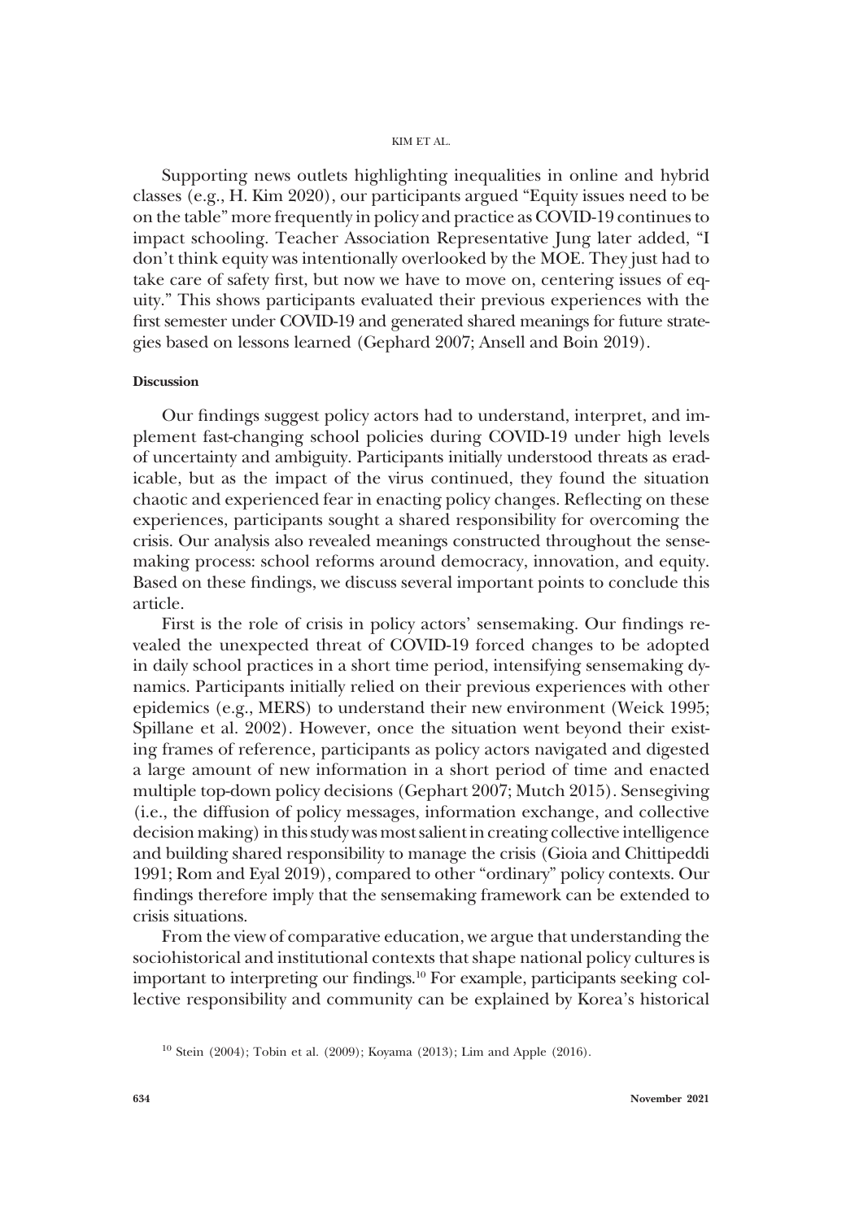Supporting news outlets highlighting inequalities in online and hybrid classes (e.g., H. Kim 2020), our participants argued "Equity issues need to be on the table" more frequently in policy and practice as COVID-19 continues to impact schooling. Teacher Association Representative Jung later added, "I don't think equity was intentionally overlooked by the MOE. They just had to take care of safety first, but now we have to move on, centering issues of equity." This shows participants evaluated their previous experiences with the first semester under COVID-19 and generated shared meanings for future strategies based on lessons learned (Gephard 2007; Ansell and Boin 2019).

## Discussion

Our findings suggest policy actors had to understand, interpret, and implement fast-changing school policies during COVID-19 under high levels of uncertainty and ambiguity. Participants initially understood threats as eradicable, but as the impact of the virus continued, they found the situation chaotic and experienced fear in enacting policy changes. Reflecting on these experiences, participants sought a shared responsibility for overcoming the crisis. Our analysis also revealed meanings constructed throughout the sensemaking process: school reforms around democracy, innovation, and equity. Based on these findings, we discuss several important points to conclude this article.

First is the role of crisis in policy actors' sensemaking. Our findings revealed the unexpected threat of COVID-19 forced changes to be adopted in daily school practices in a short time period, intensifying sensemaking dynamics. Participants initially relied on their previous experiences with other epidemics (e.g., MERS) to understand their new environment (Weick 1995; Spillane et al. 2002). However, once the situation went beyond their existing frames of reference, participants as policy actors navigated and digested a large amount of new information in a short period of time and enacted multiple top-down policy decisions (Gephart 2007; Mutch 2015). Sensegiving (i.e., the diffusion of policy messages, information exchange, and collective decision making) in this study was most salient in creating collective intelligence and building shared responsibility to manage the crisis (Gioia and Chittipeddi 1991; Rom and Eyal 2019), compared to other "ordinary" policy contexts. Our findings therefore imply that the sensemaking framework can be extended to crisis situations.

From the view of comparative education, we argue that understanding the sociohistorical and institutional contexts that shape national policy cultures is important to interpreting our findings.[10] For example, participants seeking collective responsibility and community can be explained by Korea's historical

[10] Stein (2004); Tobin et al. (2009); Koyama (2013); Lim and Apple (2016).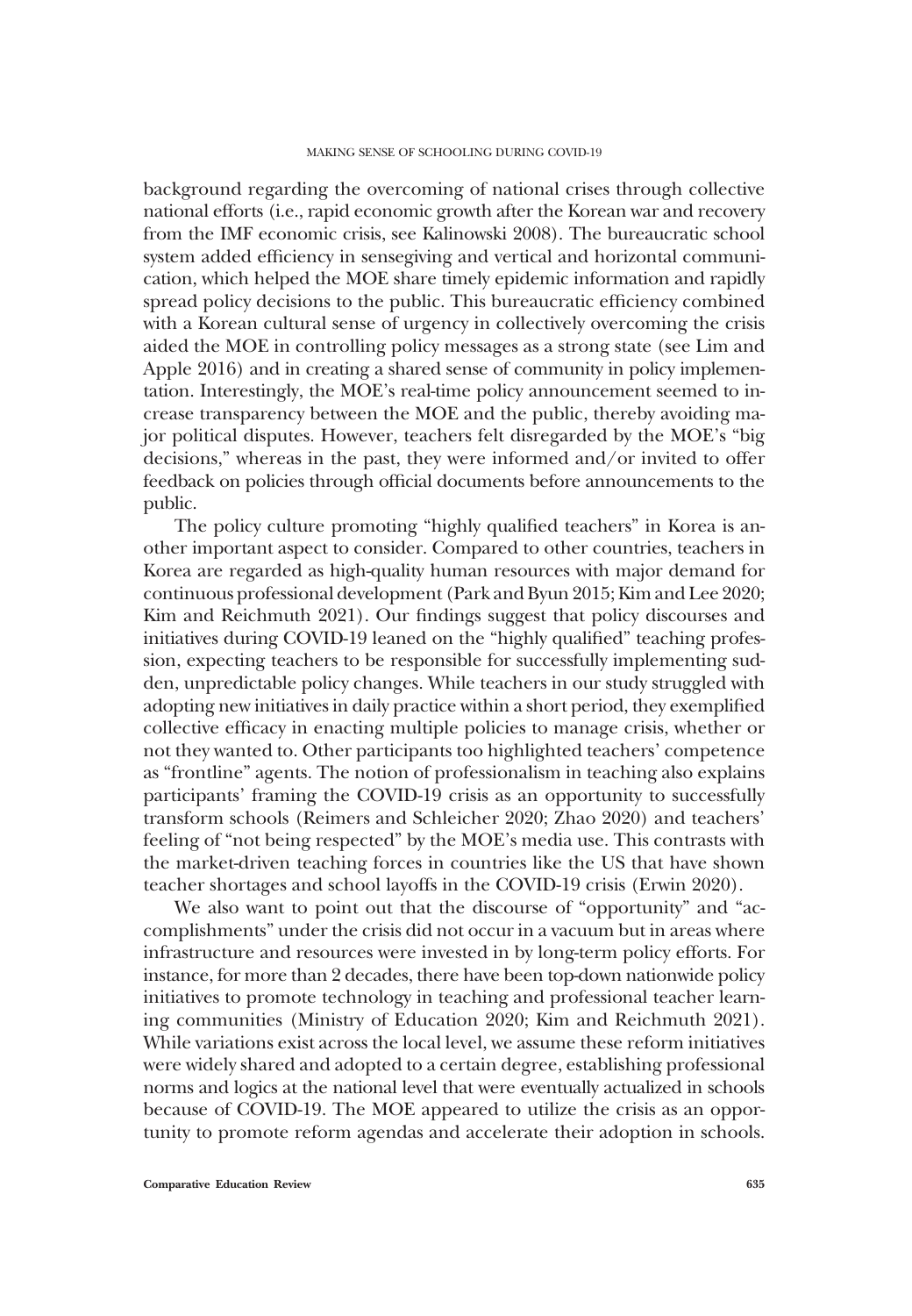background regarding the overcoming of national crises through collective national efforts (i.e., rapid economic growth after the Korean war and recovery from the IMF economic crisis, see Kalinowski 2008). The bureaucratic school system added efficiency in sensegiving and vertical and horizontal communication, which helped the MOE share timely epidemic information and rapidly spread policy decisions to the public. This bureaucratic efficiency combined with a Korean cultural sense of urgency in collectively overcoming the crisis aided the MOE in controlling policy messages as a strong state (see Lim and Apple 2016) and in creating a shared sense of community in policy implementation. Interestingly, the MOE's real-time policy announcement seemed to increase transparency between the MOE and the public, thereby avoiding major political disputes. However, teachers felt disregarded by the MOE's "big decisions," whereas in the past, they were informed and/or invited to offer feedback on policies through official documents before announcements to the public.

The policy culture promoting "highly qualified teachers" in Korea is another important aspect to consider. Compared to other countries, teachers in Korea are regarded as high-quality human resources with major demand for continuous professional development (Park and Byun 2015; Kim and Lee 2020; Kim and Reichmuth 2021). Our findings suggest that policy discourses and initiatives during COVID-19 leaned on the "highly qualified" teaching profession, expecting teachers to be responsible for successfully implementing sudden, unpredictable policy changes. While teachers in our study struggled with adopting new initiatives in daily practice within a short period, they exemplified collective efficacy in enacting multiple policies to manage crisis, whether or not they wanted to. Other participants too highlighted teachers' competence as "frontline" agents. The notion of professionalism in teaching also explains participants' framing the COVID-19 crisis as an opportunity to successfully transform schools (Reimers and Schleicher 2020; Zhao 2020) and teachers' feeling of "not being respected" by the MOE's media use. This contrasts with the market-driven teaching forces in countries like the US that have shown teacher shortages and school layoffs in the COVID-19 crisis (Erwin 2020).

We also want to point out that the discourse of "opportunity" and "accomplishments" under the crisis did not occur in a vacuum but in areas where infrastructure and resources were invested in by long-term policy efforts. For instance, for more than 2 decades, there have been top-down nationwide policy initiatives to promote technology in teaching and professional teacher learning communities (Ministry of Education 2020; Kim and Reichmuth 2021). While variations exist across the local level, we assume these reform initiatives were widely shared and adopted to a certain degree, establishing professional norms and logics at the national level that were eventually actualized in schools because of COVID-19. The MOE appeared to utilize the crisis as an opportunity to promote reform agendas and accelerate their adoption in schools.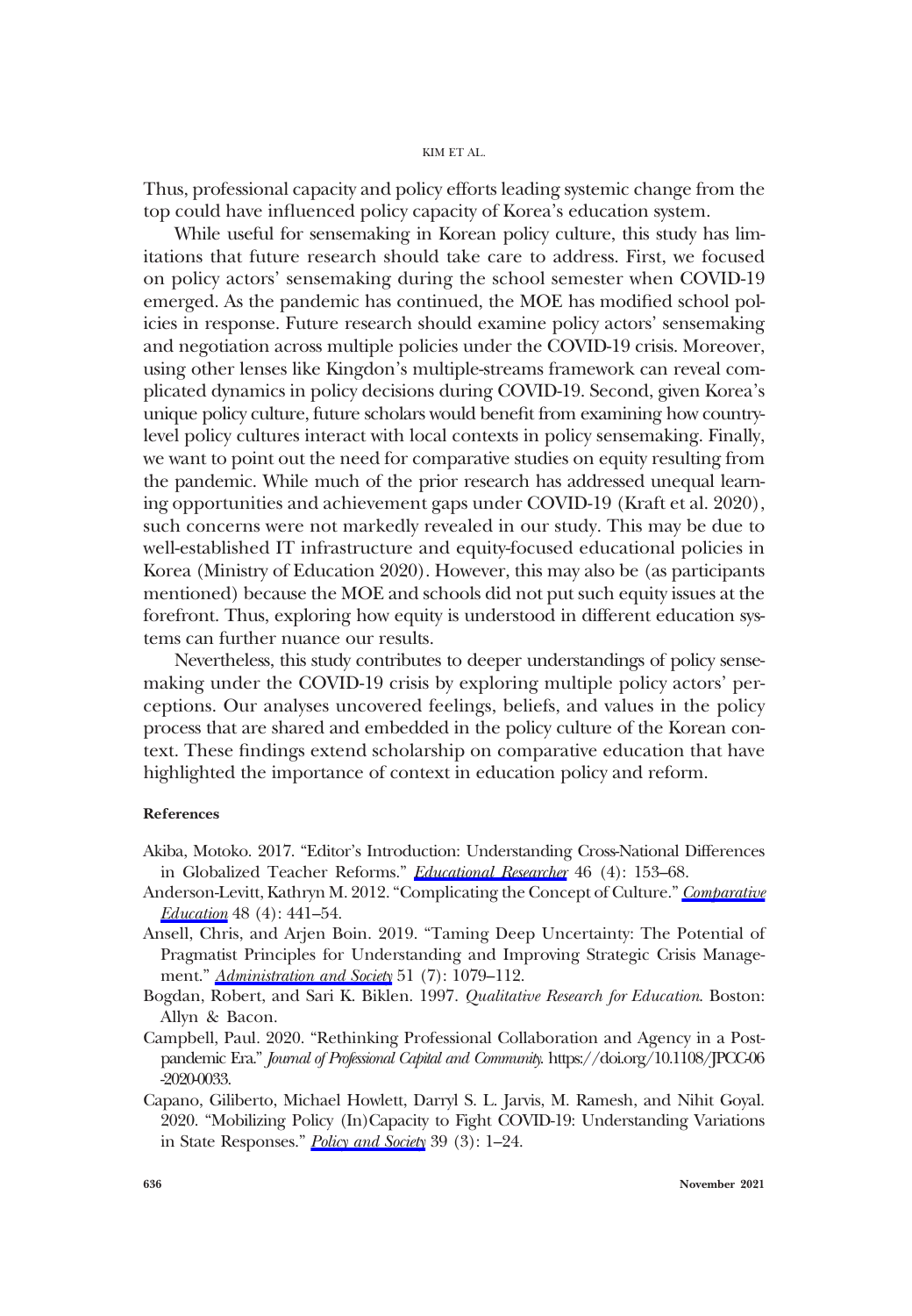Thus, professional capacity and policy efforts leading systemic change from the top could have influenced policy capacity of Korea's education system.

While useful for sensemaking in Korean policy culture, this study has limitations that future research should take care to address. First, we focused on policy actors' sensemaking during the school semester when COVID-19 emerged. As the pandemic has continued, the MOE has modified school policies in response. Future research should examine policy actors' sensemaking and negotiation across multiple policies under the COVID-19 crisis. Moreover, using other lenses like Kingdon's multiple-streams framework can reveal complicated dynamics in policy decisions during COVID-19. Second, given Korea's unique policy culture, future scholars would benefit from examining how country-level policy cultures interact with local contexts in policy sensemaking. Finally, we want to point out the need for comparative studies on equity resulting from the pandemic. While much of the prior research has addressed unequal learning opportunities and achievement gaps under COVID-19 (Kraft et al. 2020), such concerns were not markedly revealed in our study. This may be due to well-established IT infrastructure and equity-focused educational policies in Korea (Ministry of Education 2020). However, this may also be (as participants mentioned) because the MOE and schools did not put such equity issues at the forefront. Thus, exploring how equity is understood in different education systems can further nuance our results.

Nevertheless, this study contributes to deeper understandings of policy sensemaking under the COVID-19 crisis by exploring multiple policy actors' perceptions. Our analyses uncovered feelings, beliefs, and values in the policy process that are shared and embedded in the policy culture of the Korean context. These findings extend scholarship on comparative education that have highlighted the importance of context in education policy and reform.

#### References

Akiba, Motoko. 2017. "Editor's Introduction: Understanding Cross-National Differences in Globalized Teacher Reforms." *Educational Researcher* 46 (4): 153–68.

Anderson-Levitt, Kathryn M. 2012. "Complicating the Concept of Culture." *Comparative Education* 48 (4): 441–54.

Ansell, Chris, and Arjen Boin. 2019. "Taming Deep Uncertainty: The Potential of Pragmatist Principles for Understanding and Improving Strategic Crisis Management." *Administration and Society* 51 (7): 1079–112.

Bogdan, Robert, and Sari K. Biklen. 1997. *Qualitative Research for Education*. Boston: Allyn & Bacon.

Campbell, Paul. 2020. "Rethinking Professional Collaboration and Agency in a Post-pandemic Era." *Journal of Professional Capital and Community*. https://doi.org/10.1108/JPCC-06-2020-0033.

Capano, Giliberto, Michael Howlett, Darryl S. L. Jarvis, M. Ramesh, and Nihit Goyal. 2020. "Mobilizing Policy (In)Capacity to Fight COVID-19: Understanding Variations in State Responses." *Policy and Society* 39 (3): 1–24.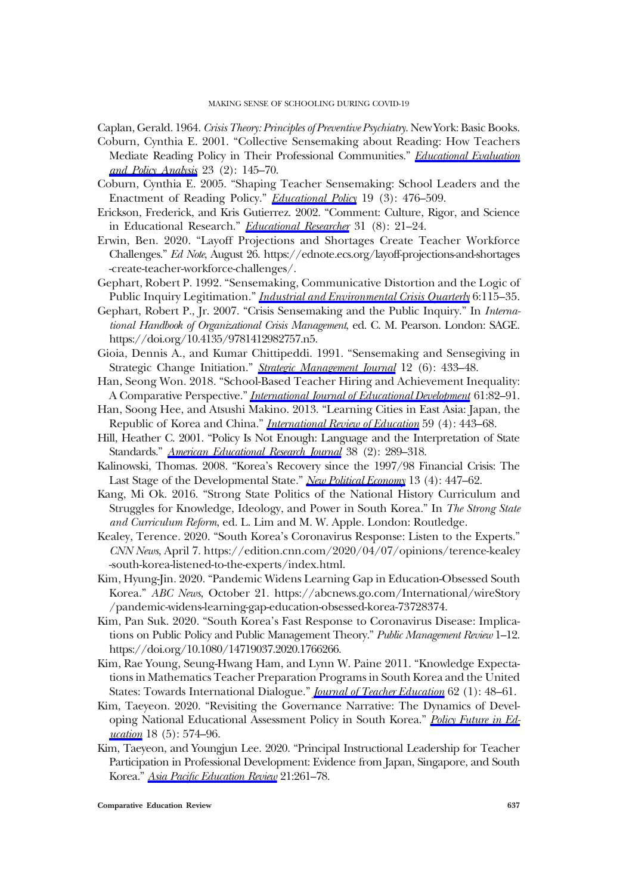Caplan, Gerald. 1964. *Crisis Theory: Principles of Preventive Psychiatry*. New York: Basic Books.

Coburn, Cynthia E. 2001. "Collective Sensemaking about Reading: How Teachers Mediate Reading Policy in Their Professional Communities." *Educational Evaluation and Policy Analysis* 23 (2): 145–70.

Coburn, Cynthia E. 2005. "Shaping Teacher Sensemaking: School Leaders and the Enactment of Reading Policy." *Educational Policy* 19 (3): 476–509.

Erickson, Frederick, and Kris Gutierrez. 2002. "Comment: Culture, Rigor, and Science in Educational Research." *Educational Researcher* 31 (8): 21–24.

Erwin, Ben. 2020. "Layoff Projections and Shortages Create Teacher Workforce Challenges." *Ed Note*, August 26. https://ednote.ecs.org/layoff-projections-and-shortages-create-teacher-workforce-challenges/.

Gephart, Robert P. 1992. "Sensemaking, Communicative Distortion and the Logic of Public Inquiry Legitimation." *Industrial and Environmental Crisis Quarterly* 6:115–35.

Gephart, Robert P., Jr. 2007. "Crisis Sensemaking and the Public Inquiry." In *International Handbook of Organizational Crisis Management*, ed. C. M. Pearson. London: SAGE. https://doi.org/10.4135/9781412982757.n5.

Gioia, Dennis A., and Kumar Chittipeddi. 1991. "Sensemaking and Sensegiving in Strategic Change Initiation." *Strategic Management Journal* 12 (6): 433–48.

Han, Seong Won. 2018. "School-Based Teacher Hiring and Achievement Inequality: A Comparative Perspective." *International Journal of Educational Development* 61:82–91.

Han, Soong Hee, and Atsushi Makino. 2013. "Learning Cities in East Asia: Japan, the Republic of Korea and China." *International Review of Education* 59 (4): 443–68.

Hill, Heather C. 2001. "Policy Is Not Enough: Language and the Interpretation of State Standards." *American Educational Research Journal* 38 (2): 289–318.

Kalinowski, Thomas. 2008. "Korea's Recovery since the 1997/98 Financial Crisis: The Last Stage of the Developmental State." *New Political Economy* 13 (4): 447–62.

Kang, Mi Ok. 2016. "Strong State Politics of the National History Curriculum and Struggles for Knowledge, Ideology, and Power in South Korea." In *The Strong State and Curriculum Reform*, ed. L. Lim and M. W. Apple. London: Routledge.

Kealey, Terence. 2020. "South Korea's Coronavirus Response: Listen to the Experts." *CNN News*, April 7. https://edition.cnn.com/2020/04/07/opinions/terence-kealey-south-korea-listened-to-the-experts/index.html.

Kim, Hyung-Jin. 2020. "Pandemic Widens Learning Gap in Education-Obsessed South Korea." *ABC News*, October 21. https://abcnews.go.com/International/wireStory/pandemic-widens-learning-gap-education-obsessed-korea-73728374.

Kim, Pan Suk. 2020. "South Korea's Fast Response to Coronavirus Disease: Implications on Public Policy and Public Management Theory." *Public Management Review* 1–12. https://doi.org/10.1080/14719037.2020.1766266.

Kim, Rae Young, Seung-Hwang Ham, and Lynn W. Paine 2011. "Knowledge Expectations in Mathematics Teacher Preparation Programs in South Korea and the United States: Towards International Dialogue." *Journal of Teacher Education* 62 (1): 48–61.

Kim, Taeyeon. 2020. "Revisiting the Governance Narrative: The Dynamics of Developing National Educational Assessment Policy in South Korea." *Policy Future in Education* 18 (5): 574–96.

Kim, Taeyeon, and Youngjun Lee. 2020. "Principal Instructional Leadership for Teacher Participation in Professional Development: Evidence from Japan, Singapore, and South Korea." *Asia Pacific Education Review* 21:261–78.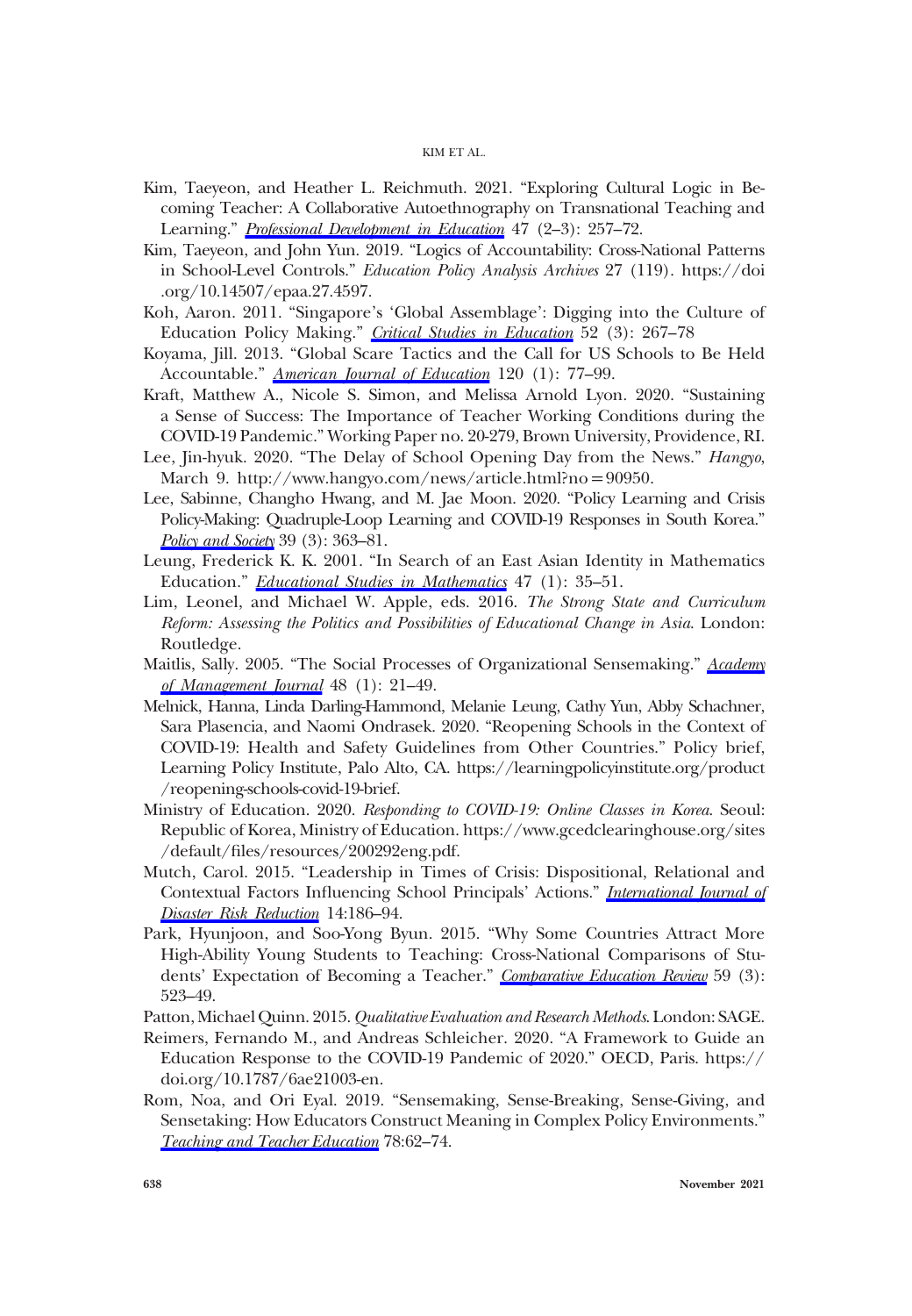Kim, Taeyeon, and Heather L. Reichmuth. 2021. “Exploring Cultural Logic in Becoming Teacher: A Collaborative Autoethnography on Transnational Teaching and Learning.” *Professional Development in Education* 47 (2–3): 257–72.

Kim, Taeyeon, and John Yun. 2019. “Logics of Accountability: Cross-National Patterns in School-Level Controls.” *Education Policy Analysis Archives* 27 (119). https://doi.org/10.14507/epaa.27.4597.

Koh, Aaron. 2011. “Singapore’s ‘Global Assemblage’: Digging into the Culture of Education Policy Making.” *Critical Studies in Education* 52 (3): 267–78

Koyama, Jill. 2013. “Global Scare Tactics and the Call for US Schools to Be Held Accountable.” *American Journal of Education* 120 (1): 77–99.

Kraft, Matthew A., Nicole S. Simon, and Melissa Arnold Lyon. 2020. “Sustaining a Sense of Success: The Importance of Teacher Working Conditions during the COVID-19 Pandemic.” Working Paper no. 20-279, Brown University, Providence, RI.

Lee, Jin-hyuk. 2020. “The Delay of School Opening Day from the News.” *Hangyo*, March 9. http://www.hangyo.com/news/article.html?no=90950.

Lee, Sabinne, Changho Hwang, and M. Jae Moon. 2020. “Policy Learning and Crisis Policy-Making: Quadruple-Loop Learning and COVID-19 Responses in South Korea.” *Policy and Society* 39 (3): 363–81.

Leung, Frederick K. K. 2001. “In Search of an East Asian Identity in Mathematics Education.” *Educational Studies in Mathematics* 47 (1): 35–51.

Lim, Leonel, and Michael W. Apple, eds. 2016. *The Strong State and Curriculum Reform: Assessing the Politics and Possibilities of Educational Change in Asia*. London: Routledge.

Maitlis, Sally. 2005. “The Social Processes of Organizational Sensemaking.” *Academy of Management Journal* 48 (1): 21–49.

Melnick, Hanna, Linda Darling-Hammond, Melanie Leung, Cathy Yun, Abby Schachner, Sara Plasencia, and Naomi Ondrasek. 2020. “Reopening Schools in the Context of COVID-19: Health and Safety Guidelines from Other Countries.” Policy brief, Learning Policy Institute, Palo Alto, CA. https://learningpolicyinstitute.org/product/reopening-schools-covid-19-brief.

Ministry of Education. 2020. *Responding to COVID-19: Online Classes in Korea*. Seoul: Republic of Korea, Ministry of Education. https://www.gcedclearinghouse.org/sites/default/files/resources/200292eng.pdf.

Mutch, Carol. 2015. “Leadership in Times of Crisis: Dispositional, Relational and Contextual Factors Influencing School Principals’ Actions.” *International Journal of Disaster Risk Reduction* 14:186–94.

Park, Hyunjoon, and Soo-Yong Byun. 2015. “Why Some Countries Attract More High-Ability Young Students to Teaching: Cross-National Comparisons of Students’ Expectation of Becoming a Teacher.” *Comparative Education Review* 59 (3): 523–49.

Patton, Michael Quinn. 2015. *Qualitative Evaluation and Research Methods*. London: SAGE.

Reimers, Fernando M., and Andreas Schleicher. 2020. “A Framework to Guide an Education Response to the COVID-19 Pandemic of 2020.” OECD, Paris. https://doi.org/10.1787/6ae21003-en.

Rom, Noa, and Ori Eyal. 2019. “Sensemaking, Sense-Breaking, Sense-Giving, and Sensetaking: How Educators Construct Meaning in Complex Policy Environments.” *Teaching and Teacher Education* 78:62–74.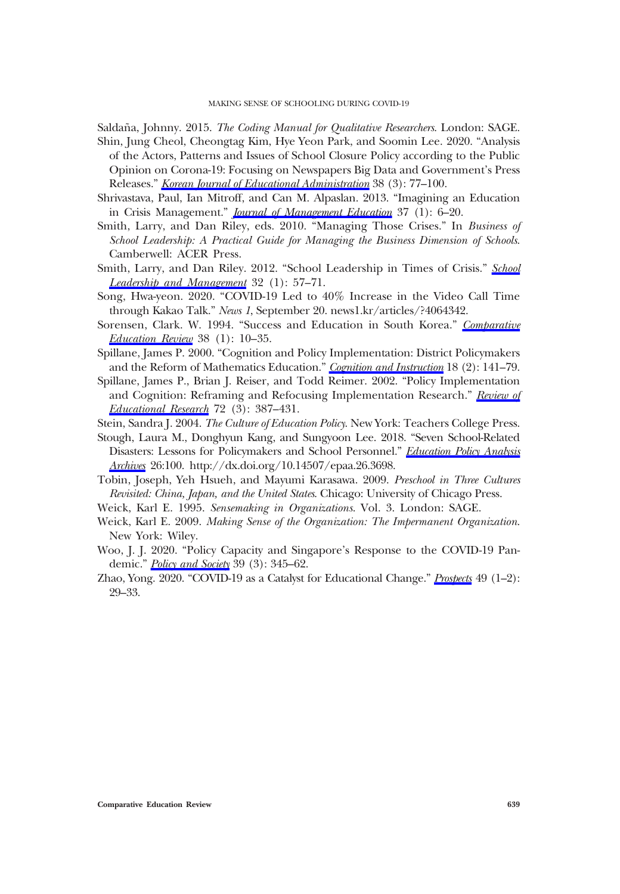Saldaña, Johnny. 2015. *The Coding Manual for Qualitative Researchers*. London: SAGE.

Shin, Jung Cheol, Cheongtag Kim, Hye Yeon Park, and Soomin Lee. 2020. "Analysis of the Actors, Patterns and Issues of School Closure Policy according to the Public Opinion on Corona-19: Focusing on Newspapers Big Data and Government's Press Releases." *Korean Journal of Educational Administration* 38 (3): 77–100.

Shrivastava, Paul, Ian Mitroff, and Can M. Alpaslan. 2013. "Imagining an Education in Crisis Management." *Journal of Management Education* 37 (1): 6–20.

Smith, Larry, and Dan Riley, eds. 2010. "Managing Those Crises." In *Business of School Leadership: A Practical Guide for Managing the Business Dimension of Schools*. Camberwell: ACER Press.

Smith, Larry, and Dan Riley. 2012. "School Leadership in Times of Crisis." *School Leadership and Management* 32 (1): 57–71.

Song, Hwa-yeon. 2020. "COVID-19 Led to 40% Increase in the Video Call Time through Kakao Talk." *News 1*, September 20. news1.kr/articles/?4064342.

Sorensen, Clark. W. 1994. "Success and Education in South Korea." *Comparative Education Review* 38 (1): 10–35.

Spillane, James P. 2000. "Cognition and Policy Implementation: District Policymakers and the Reform of Mathematics Education." *Cognition and Instruction* 18 (2): 141–79.

Spillane, James P., Brian J. Reiser, and Todd Reimer. 2002. "Policy Implementation and Cognition: Reframing and Refocusing Implementation Research." *Review of Educational Research* 72 (3): 387–431.

Stein, Sandra J. 2004. *The Culture of Education Policy*. New York: Teachers College Press.

Stough, Laura M., Donghyun Kang, and Sungyoon Lee. 2018. "Seven School-Related Disasters: Lessons for Policymakers and School Personnel." *Education Policy Analysis Archives* 26:100. http://dx.doi.org/10.14507/epaa.26.3698.

Tobin, Joseph, Yeh Hsueh, and Mayumi Karasawa. 2009. *Preschool in Three Cultures Revisited: China, Japan, and the United States*. Chicago: University of Chicago Press.

Weick, Karl E. 1995. *Sensemaking in Organizations*. Vol. 3. London: SAGE.

Weick, Karl E. 2009. *Making Sense of the Organization: The Impermanent Organization*. New York: Wiley.

Woo, J. J. 2020. "Policy Capacity and Singapore's Response to the COVID-19 Pandemic." *Policy and Society* 39 (3): 345–62.

Zhao, Yong. 2020. "COVID-19 as a Catalyst for Educational Change." *Prospects* 49 (1–2): 29–33.